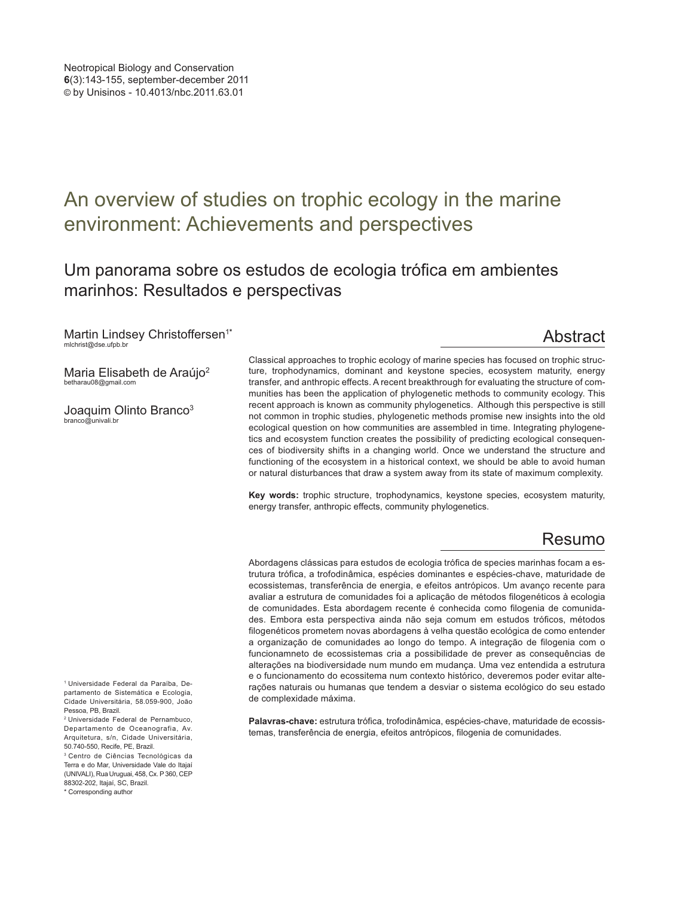Neotropical Biology and Conservation
**6**(3):143-155, september-december 2011
© by Unisinos - 10.4013/nbc.2011.63.01

# An overview of studies on trophic ecology in the marine environment: Achievements and perspectives

## Um panorama sobre os estudos de ecologia trófica em ambientes marinhos: Resultados e perspectivas

Martin Lindsey Christoffersen[1*]
mlchrist@dse.ufpb.br

Maria Elisabeth de Araújo[2]
betharau08@gmail.com

Joaquim Olinto Branco[3]
branco@univali.br

## Abstract

Classical approaches to trophic ecology of marine species has focused on trophic structure, trophodynamics, dominant and keystone species, ecosystem maturity, energy transfer, and anthropic effects. A recent breakthrough for evaluating the structure of communities has been the application of phylogenetic methods to community ecology. This recent approach is known as community phylogenetics. Although this perspective is still not common in trophic studies, phylogenetic methods promise new insights into the old ecological question on how communities are assembled in time. Integrating phylogenetics and ecosystem function creates the possibility of predicting ecological consequences of biodiversity shifts in a changing world. Once we understand the structure and functioning of the ecosystem in a historical context, we should be able to avoid human or natural disturbances that draw a system away from its state of maximum complexity.

**Key words:** trophic structure, trophodynamics, keystone species, ecosystem maturity, energy transfer, anthropic effects, community phylogenetics.

## Resumo

Abordagens clássicas para estudos de ecologia trófica de species marinhas focam a estrutura trófica, a trofodinâmica, espécies dominantes e espécies-chave, maturidade de ecossistemas, transferência de energia, e efeitos antrópicos. Um avanço recente para avaliar a estrutura de comunidades foi a aplicação de métodos filogenéticos à ecologia de comunidades. Esta abordagem recente é conhecida como filogenia de comunidades. Embora esta perspectiva ainda não seja comum em estudos tróficos, métodos filogenéticos prometem novas abordagens à velha questão ecológica de como entender a organização de comunidades ao longo do tempo. A integração de filogenia com o funcionamneto de ecossistemas cria a possibilidade de prever as consequências de alterações na biodiversidade num mundo em mudança. Uma vez entendida a estrutura e o funcionamento do ecossitema num contexto histórico, deveremos poder evitar alterações naturais ou humanas que tendem a desviar o sistema ecológico do seu estado de complexidade máxima.

**Palavras-chave:** estrutura trófica, trofodinâmica, espécies-chave, maturidade de ecossistemas, transferência de energia, efeitos antrópicos, filogenia de comunidades.

[1] Universidade Federal da Paraíba, Departamento de Sistemática e Ecologia, Cidade Universitária, 58.059-900, João Pessoa, PB, Brazil.
[2] Universidade Federal de Pernambuco, Departamento de Oceanografia, Av. Arquitetura, s/n, Cidade Universitária, 50.740-550, Recife, PE, Brazil.
[3] Centro de Ciências Tecnológicas da Terra e do Mar, Universidade Vale do Itajaí (UNIVALI), Rua Uruguai, 458, Cx. P 360, CEP 88302-202, Itajaí, SC, Brazil.
* Corresponding author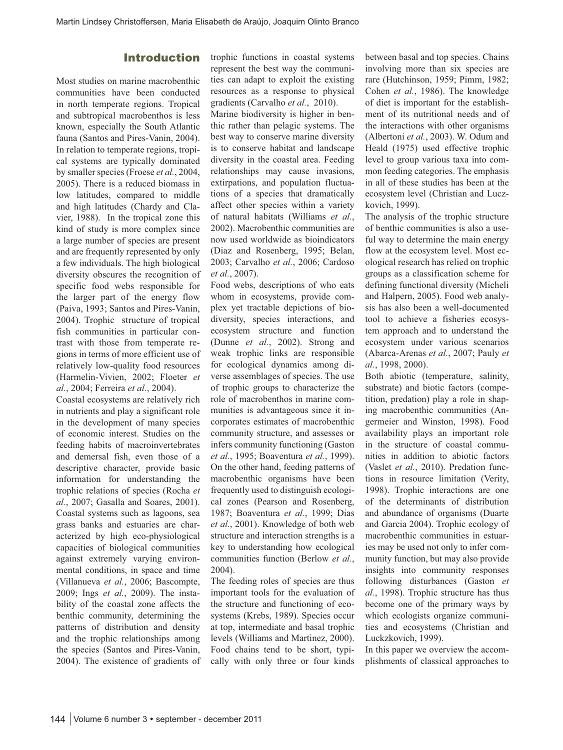## Introduction

Most studies on marine macrobenthic communities have been conducted in north temperate regions. Tropical and subtropical macrobenthos is less known, especially the South Atlantic fauna (Santos and Pires-Vanin, 2004). In relation to temperate regions, tropical systems are typically dominated by smaller species (Froese *et al.*, 2004, 2005). There is a reduced biomass in low latitudes, compared to middle and high latitudes (Chardy and Clavier, 1988). In the tropical zone this kind of study is more complex since a large number of species are present and are frequently represented by only a few individuals. The high biological diversity obscures the recognition of specific food webs responsible for the larger part of the energy flow (Paiva, 1993; Santos and Pires-Vanin, 2004). Trophic structure of tropical fish communities in particular contrast with those from temperate regions in terms of more efficient use of relatively low-quality food resources (Harmelin-Vivien, 2002; Floeter *et al.*, 2004; Ferreira *et al.*, 2004).

Coastal ecosystems are relatively rich in nutrients and play a significant role in the development of many species of economic interest. Studies on the feeding habits of macroinvertebrates and demersal fish, even those of a descriptive character, provide basic information for understanding the trophic relations of species (Rocha *et al.*, 2007; Gasalla and Soares, 2001). Coastal systems such as lagoons, sea grass banks and estuaries are characterized by high eco-physiological capacities of biological communities against extremely varying environmental conditions, in space and time (Villanueva *et al.*, 2006; Bascompte, 2009; Ings *et al.*, 2009). The instability of the coastal zone affects the benthic community, determining the patterns of distribution and density and the trophic relationships among the species (Santos and Pires-Vanin, 2004). The existence of gradients of trophic functions in coastal systems represent the best way the communities can adapt to exploit the existing resources as a response to physical gradients (Carvalho *et al.*, 2010).

Marine biodiversity is higher in benthic rather than pelagic systems. The best way to conserve marine diversity is to conserve habitat and landscape diversity in the coastal area. Feeding relationships may cause invasions, extirpations, and population fluctuations of a species that dramatically affect other species within a variety of natural habitats (Williams *et al.*, 2002). Macrobenthic communities are now used worldwide as bioindicators (Diaz and Rosenberg, 1995; Belan, 2003; Carvalho *et al.*, 2006; Cardoso *et al.*, 2007).

Food webs, descriptions of who eats whom in ecosystems, provide complex yet tractable depictions of biodiversity, species interactions, and ecosystem structure and function (Dunne *et al.*, 2002). Strong and weak trophic links are responsible for ecological dynamics among diverse assemblages of species. The use of trophic groups to characterize the role of macrobenthos in marine communities is advantageous since it incorporates estimates of macrobenthic community structure, and assesses or infers community functioning (Gaston *et al.*, 1995; Boaventura *et al.*, 1999). On the other hand, feeding patterns of macrobenthic organisms have been frequently used to distinguish ecological zones (Pearson and Rosenberg, 1987; Boaventura *et al.*, 1999; Dias *et al.*, 2001). Knowledge of both web structure and interaction strengths is a key to understanding how ecological communities function (Berlow *et al.*, 2004).

The feeding roles of species are thus important tools for the evaluation of the structure and functioning of ecosystems (Krebs, 1989). Species occur at top, intermediate and basal trophic levels (Williams and Martinez, 2000). Food chains tend to be short, typically with only three or four kinds between basal and top species. Chains involving more than six species are rare (Hutchinson, 1959; Pimm, 1982; Cohen *et al.*, 1986). The knowledge of diet is important for the establishment of its nutritional needs and of the interactions with other organisms (Albertoni *et al.*, 2003). W. Odum and Heald (1975) used effective trophic level to group various taxa into common feeding categories. The emphasis in all of these studies has been at the ecosystem level (Christian and Luczkovich, 1999).

The analysis of the trophic structure of benthic communities is also a useful way to determine the main energy flow at the ecosystem level. Most ecological research has relied on trophic groups as a classification scheme for defining functional diversity (Micheli and Halpern, 2005). Food web analysis has also been a well-documented tool to achieve a fisheries ecosystem approach and to understand the ecosystem under various scenarios (Abarca-Arenas *et al.*, 2007; Pauly *et al.*, 1998, 2000).

Both abiotic (temperature, salinity, substrate) and biotic factors (competition, predation) play a role in shaping macrobenthic communities (Angermeier and Winston, 1998). Food availability plays an important role in the structure of coastal communities in addition to abiotic factors (Vaslet *et al.*, 2010). Predation functions in resource limitation (Verity, 1998). Trophic interactions are one of the determinants of distribution and abundance of organisms (Duarte and Garcia 2004). Trophic ecology of macrobenthic communities in estuaries may be used not only to infer community function, but may also provide insights into community responses following disturbances (Gaston *et al.*, 1998). Trophic structure has thus become one of the primary ways by which ecologists organize communities and ecosystems (Christian and Luckzkovich, 1999).

In this paper we overview the accomplishments of classical approaches to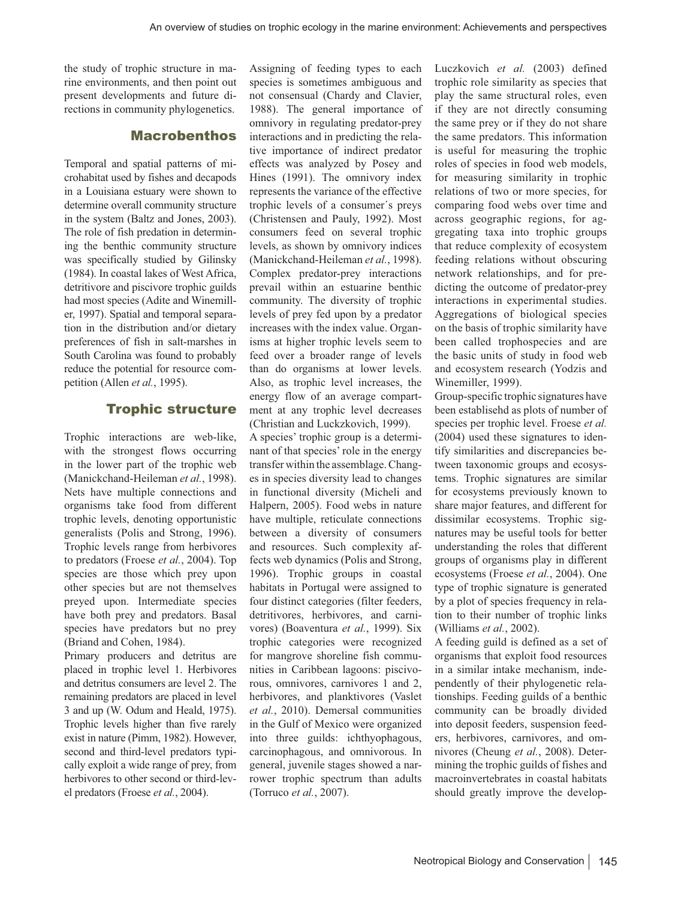the study of trophic structure in marine environments, and then point out present developments and future directions in community phylogenetics.

## Macrobenthos

Temporal and spatial patterns of microhabitat used by fishes and decapods in a Louisiana estuary were shown to determine overall community structure in the system (Baltz and Jones, 2003). The role of fish predation in determining the benthic community structure was specifically studied by Gilinsky (1984). In coastal lakes of West Africa, detritivore and piscivore trophic guilds had most species (Adite and Winemiller, 1997). Spatial and temporal separation in the distribution and/or dietary preferences of fish in salt-marshes in South Carolina was found to probably reduce the potential for resource competition (Allen *et al.*, 1995).

## Trophic structure

Trophic interactions are web-like, with the strongest flows occurring in the lower part of the trophic web (Manickchand-Heileman *et al.*, 1998). Nets have multiple connections and organisms take food from different trophic levels, denoting opportunistic generalists (Polis and Strong, 1996). Trophic levels range from herbivores to predators (Froese *et al.*, 2004). Top species are those which prey upon other species but are not themselves preyed upon. Intermediate species have both prey and predators. Basal species have predators but no prey (Briand and Cohen, 1984).

Primary producers and detritus are placed in trophic level 1. Herbivores and detritus consumers are level 2. The remaining predators are placed in level 3 and up (W. Odum and Heald, 1975). Trophic levels higher than five rarely exist in nature (Pimm, 1982). However, second and third-level predators typically exploit a wide range of prey, from herbivores to other second or third-level predators (Froese *et al.*, 2004).

Assigning of feeding types to each species is sometimes ambiguous and not consensual (Chardy and Clavier, 1988). The general importance of omnivory in regulating predator-prey interactions and in predicting the relative importance of indirect predator effects was analyzed by Posey and Hines (1991). The omnivory index represents the variance of the effective trophic levels of a consumer´s preys (Christensen and Pauly, 1992). Most consumers feed on several trophic levels, as shown by omnivory indices (Manickchand-Heileman *et al.*, 1998). Complex predator-prey interactions prevail within an estuarine benthic community. The diversity of trophic levels of prey fed upon by a predator increases with the index value. Organisms at higher trophic levels seem to feed over a broader range of levels than do organisms at lower levels. Also, as trophic level increases, the energy flow of an average compartment at any trophic level decreases (Christian and Luckzkovich, 1999).

A species' trophic group is a determinant of that species' role in the energy transfer within the assemblage. Changes in species diversity lead to changes in functional diversity (Micheli and Halpern, 2005). Food webs in nature have multiple, reticulate connections between a diversity of consumers and resources. Such complexity affects web dynamics (Polis and Strong, 1996). Trophic groups in coastal habitats in Portugal were assigned to four distinct categories (filter feeders, detritivores, herbivores, and carnivores) (Boaventura *et al.*, 1999). Six trophic categories were recognized for mangrove shoreline fish communities in Caribbean lagoons: piscivorous, omnivores, carnivores 1 and 2, herbivores, and planktivores (Vaslet *et al.*, 2010). Demersal communities in the Gulf of Mexico were organized into three guilds: ichthyophagous, carcinophagous, and omnivorous. In general, juvenile stages showed a narrower trophic spectrum than adults (Torruco *et al.*, 2007).

Luczkovich *et al.* (2003) defined trophic role similarity as species that play the same structural roles, even if they are not directly consuming the same prey or if they do not share the same predators. This information is useful for measuring the trophic roles of species in food web models, for measuring similarity in trophic relations of two or more species, for comparing food webs over time and across geographic regions, for aggregating taxa into trophic groups that reduce complexity of ecosystem feeding relations without obscuring network relationships, and for predicting the outcome of predator-prey interactions in experimental studies. Aggregations of biological species on the basis of trophic similarity have been called trophospecies and are the basic units of study in food web and ecosystem research (Yodzis and Winemiller, 1999).

Group-specific trophic signatures have been establisehd as plots of number of species per trophic level. Froese *et al.* (2004) used these signatures to identify similarities and discrepancies between taxonomic groups and ecosystems. Trophic signatures are similar for ecosystems previously known to share major features, and different for dissimilar ecosystems. Trophic signatures may be useful tools for better understanding the roles that different groups of organisms play in different ecosystems (Froese *et al.*, 2004). One type of trophic signature is generated by a plot of species frequency in relation to their number of trophic links (Williams *et al.*, 2002).

A feeding guild is defined as a set of organisms that exploit food resources in a similar intake mechanism, independently of their phylogenetic relationships. Feeding guilds of a benthic community can be broadly divided into deposit feeders, suspension feeders, herbivores, carnivores, and omnivores (Cheung *et al.*, 2008). Determining the trophic guilds of fishes and macroinvertebrates in coastal habitats should greatly improve the develop-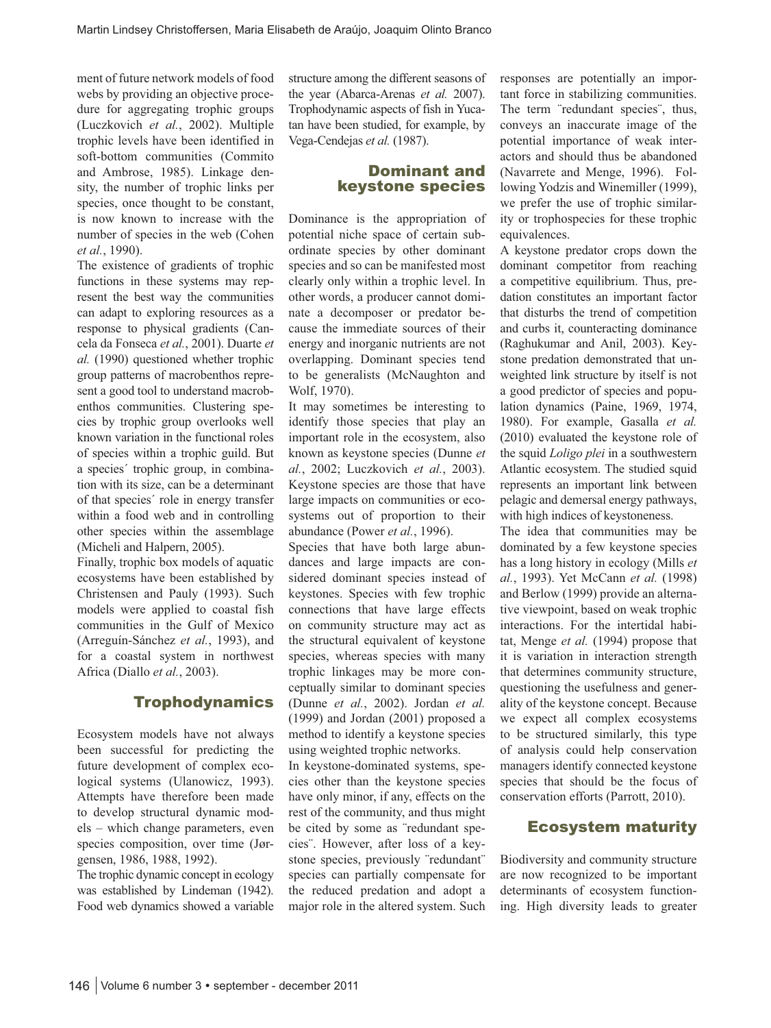ment of future network models of food webs by providing an objective procedure for aggregating trophic groups (Luczkovich *et al.*, 2002). Multiple trophic levels have been identified in soft-bottom communities (Commito and Ambrose, 1985). Linkage density, the number of trophic links per species, once thought to be constant, is now known to increase with the number of species in the web (Cohen *et al.*, 1990).

The existence of gradients of trophic functions in these systems may represent the best way the communities can adapt to exploring resources as a response to physical gradients (Cancela da Fonseca *et al.*, 2001). Duarte *et al.* (1990) questioned whether trophic group patterns of macrobenthos represent a good tool to understand macrobenthos communities. Clustering species by trophic group overlooks well known variation in the functional roles of species within a trophic guild. But a species´ trophic group, in combination with its size, can be a determinant of that species´ role in energy transfer within a food web and in controlling other species within the assemblage (Micheli and Halpern, 2005).

Finally, trophic box models of aquatic ecosystems have been established by Christensen and Pauly (1993). Such models were applied to coastal fish communities in the Gulf of Mexico (Arreguín-Sánchez *et al.*, 1993), and for a coastal system in northwest Africa (Diallo *et al.*, 2003).

## Trophodynamics

Ecosystem models have not always been successful for predicting the future development of complex ecological systems (Ulanowicz, 1993). Attempts have therefore been made to develop structural dynamic models – which change parameters, even species composition, over time (Jørgensen, 1986, 1988, 1992).

The trophic dynamic concept in ecology was established by Lindeman (1942). Food web dynamics showed a variable structure among the different seasons of the year (Abarca-Arenas *et al.* 2007). Trophodynamic aspects of fish in Yucatan have been studied, for example, by Vega-Cendejas *et al.* (1987).

## Dominant and keystone species

Dominance is the appropriation of potential niche space of certain subordinate species by other dominant species and so can be manifested most clearly only within a trophic level. In other words, a producer cannot dominate a decomposer or predator because the immediate sources of their energy and inorganic nutrients are not overlapping. Dominant species tend to be generalists (McNaughton and Wolf, 1970).

It may sometimes be interesting to identify those species that play an important role in the ecosystem, also known as keystone species (Dunne *et al.*, 2002; Luczkovich *et al.*, 2003). Keystone species are those that have large impacts on communities or ecosystems out of proportion to their abundance (Power *et al.*, 1996).

Species that have both large abundances and large impacts are considered dominant species instead of keystones. Species with few trophic connections that have large effects on community structure may act as the structural equivalent of keystone species, whereas species with many trophic linkages may be more conceptually similar to dominant species (Dunne *et al.*, 2002). Jordan *et al.* (1999) and Jordan (2001) proposed a method to identify a keystone species using weighted trophic networks.

In keystone-dominated systems, species other than the keystone species have only minor, if any, effects on the rest of the community, and thus might be cited by some as ¨redundant species¨. However, after loss of a keystone species, previously ¨redundant¨ species can partially compensate for the reduced predation and adopt a major role in the altered system. Such responses are potentially an important force in stabilizing communities. The term ¨redundant species¨, thus, conveys an inaccurate image of the potential importance of weak interactors and should thus be abandoned (Navarrete and Menge, 1996). Following Yodzis and Winemiller (1999), we prefer the use of trophic similarity or trophospecies for these trophic equivalences.

A keystone predator crops down the dominant competitor from reaching a competitive equilibrium. Thus, predation constitutes an important factor that disturbs the trend of competition and curbs it, counteracting dominance (Raghukumar and Anil, 2003). Keystone predation demonstrated that unweighted link structure by itself is not a good predictor of species and population dynamics (Paine, 1969, 1974, 1980). For example, Gasalla *et al.* (2010) evaluated the keystone role of the squid *Loligo plei* in a southwestern Atlantic ecosystem. The studied squid represents an important link between pelagic and demersal energy pathways, with high indices of keystoneness.

The idea that communities may be dominated by a few keystone species has a long history in ecology (Mills *et al.*, 1993). Yet McCann *et al.* (1998) and Berlow (1999) provide an alternative viewpoint, based on weak trophic interactions. For the intertidal habitat, Menge *et al.* (1994) propose that it is variation in interaction strength that determines community structure, questioning the usefulness and generality of the keystone concept. Because we expect all complex ecosystems to be structured similarly, this type of analysis could help conservation managers identify connected keystone species that should be the focus of conservation efforts (Parrott, 2010).

## Ecosystem maturity

Biodiversity and community structure are now recognized to be important determinants of ecosystem functioning. High diversity leads to greater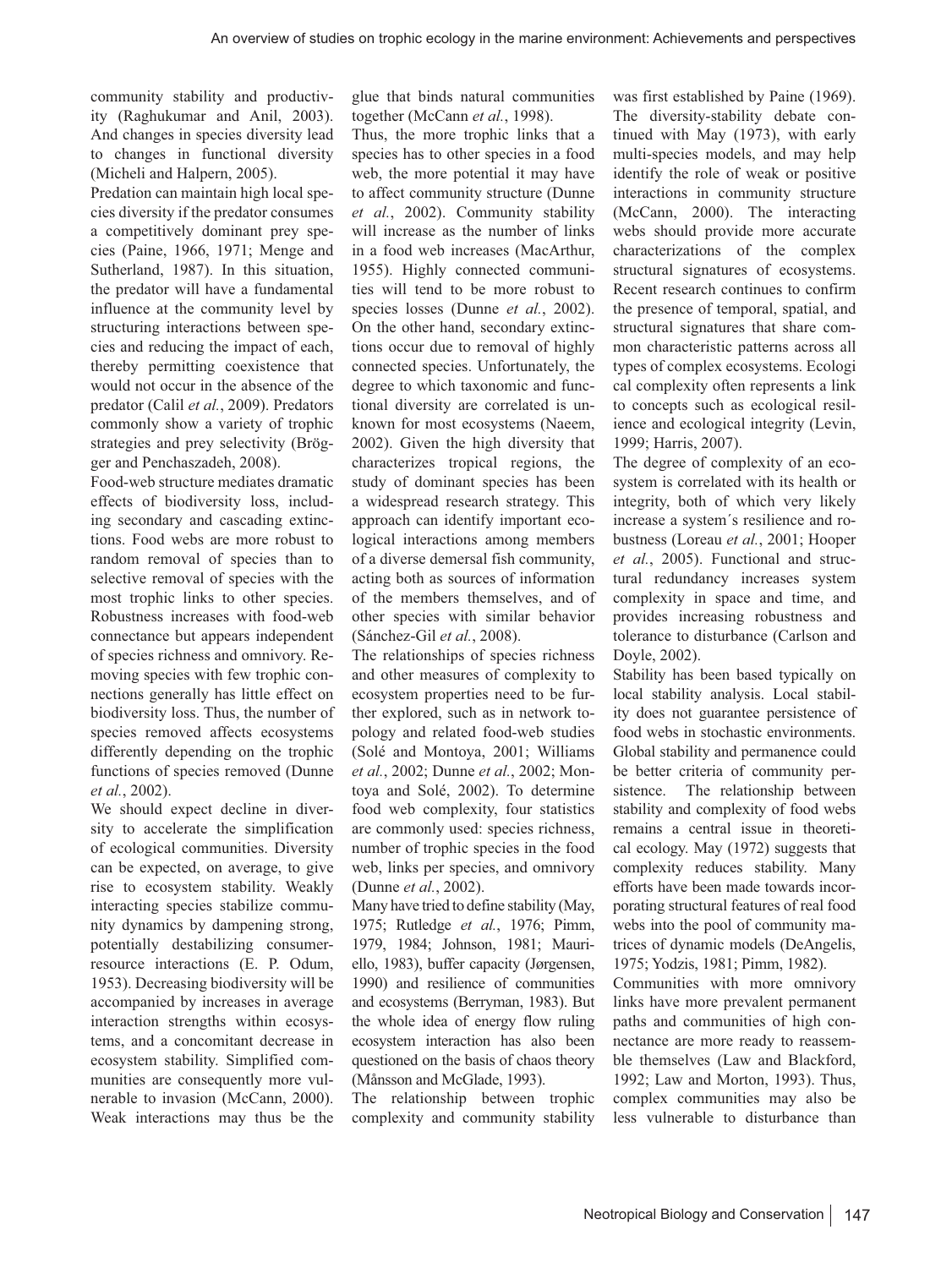community stability and productivity (Raghukumar and Anil, 2003). And changes in species diversity lead to changes in functional diversity (Micheli and Halpern, 2005).

Predation can maintain high local species diversity if the predator consumes a competitively dominant prey species (Paine, 1966, 1971; Menge and Sutherland, 1987). In this situation, the predator will have a fundamental influence at the community level by structuring interactions between species and reducing the impact of each, thereby permitting coexistence that would not occur in the absence of the predator (Calil *et al.*, 2009). Predators commonly show a variety of trophic strategies and prey selectivity (Brögger and Penchaszadeh, 2008).

Food-web structure mediates dramatic effects of biodiversity loss, including secondary and cascading extinctions. Food webs are more robust to random removal of species than to selective removal of species with the most trophic links to other species. Robustness increases with food-web connectance but appears independent of species richness and omnivory. Removing species with few trophic connections generally has little effect on biodiversity loss. Thus, the number of species removed affects ecosystems differently depending on the trophic functions of species removed (Dunne *et al.*, 2002).

We should expect decline in diversity to accelerate the simplification of ecological communities. Diversity can be expected, on average, to give rise to ecosystem stability. Weakly interacting species stabilize community dynamics by dampening strong, potentially destabilizing consumer-resource interactions (E. P. Odum, 1953). Decreasing biodiversity will be accompanied by increases in average interaction strengths within ecosystems, and a concomitant decrease in ecosystem stability. Simplified communities are consequently more vulnerable to invasion (McCann, 2000). Weak interactions may thus be the glue that binds natural communities together (McCann *et al.*, 1998).

Thus, the more trophic links that a species has to other species in a food web, the more potential it may have to affect community structure (Dunne *et al.*, 2002). Community stability will increase as the number of links in a food web increases (MacArthur, 1955). Highly connected communities will tend to be more robust to species losses (Dunne *et al.*, 2002). On the other hand, secondary extinctions occur due to removal of highly connected species. Unfortunately, the degree to which taxonomic and functional diversity are correlated is unknown for most ecosystems (Naeem, 2002). Given the high diversity that characterizes tropical regions, the study of dominant species has been a widespread research strategy. This approach can identify important ecological interactions among members of a diverse demersal fish community, acting both as sources of information of the members themselves, and of other species with similar behavior (Sánchez-Gil *et al.*, 2008).

The relationships of species richness and other measures of complexity to ecosystem properties need to be further explored, such as in network topology and related food-web studies (Solé and Montoya, 2001; Williams *et al.*, 2002; Dunne *et al.*, 2002; Montoya and Solé, 2002). To determine food web complexity, four statistics are commonly used: species richness, number of trophic species in the food web, links per species, and omnivory (Dunne *et al.*, 2002).

Many have tried to define stability (May, 1975; Rutledge *et al.*, 1976; Pimm, 1979, 1984; Johnson, 1981; Mauriello, 1983), buffer capacity (Jørgensen, 1990) and resilience of communities and ecosystems (Berryman, 1983). But the whole idea of energy flow ruling ecosystem interaction has also been questioned on the basis of chaos theory (Månsson and McGlade, 1993).

The relationship between trophic complexity and community stability was first established by Paine (1969). The diversity-stability debate continued with May (1973), with early multi-species models, and may help identify the role of weak or positive interactions in community structure (McCann, 2000). The interacting webs should provide more accurate characterizations of the complex structural signatures of ecosystems. Recent research continues to confirm the presence of temporal, spatial, and structural signatures that share common characteristic patterns across all types of complex ecosystems. Ecological complexity often represents a link to concepts such as ecological resilience and ecological integrity (Levin, 1999; Harris, 2007).

The degree of complexity of an ecosystem is correlated with its health or integrity, both of which very likely increase a system´s resilience and robustness (Loreau *et al.*, 2001; Hooper *et al.*, 2005). Functional and structural redundancy increases system complexity in space and time, and provides increasing robustness and tolerance to disturbance (Carlson and Doyle, 2002).

Stability has been based typically on local stability analysis. Local stability does not guarantee persistence of food webs in stochastic environments. Global stability and permanence could be better criteria of community persistence. The relationship between stability and complexity of food webs remains a central issue in theoretical ecology. May (1972) suggests that complexity reduces stability. Many efforts have been made towards incorporating structural features of real food webs into the pool of community matrices of dynamic models (DeAngelis, 1975; Yodzis, 1981; Pimm, 1982).

Communities with more omnivory links have more prevalent permanent paths and communities of high connectance are more ready to reassemble themselves (Law and Blackford, 1992; Law and Morton, 1993). Thus, complex communities may also be less vulnerable to disturbance than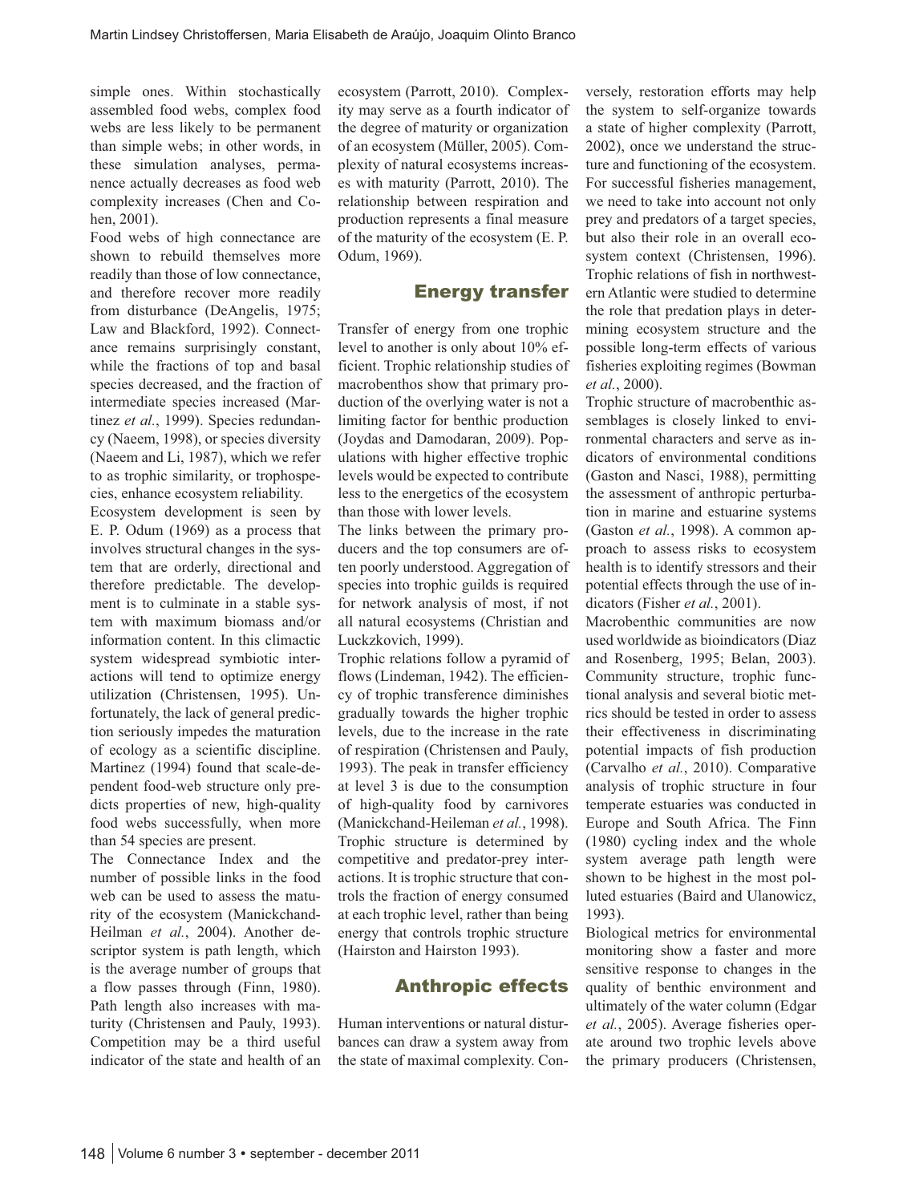simple ones. Within stochastically assembled food webs, complex food webs are less likely to be permanent than simple webs; in other words, in these simulation analyses, permanence actually decreases as food web complexity increases (Chen and Cohen, 2001).

Food webs of high connectance are shown to rebuild themselves more readily than those of low connectance, and therefore recover more readily from disturbance (DeAngelis, 1975; Law and Blackford, 1992). Connectance remains surprisingly constant, while the fractions of top and basal species decreased, and the fraction of intermediate species increased (Martinez *et al.*, 1999). Species redundancy (Naeem, 1998), or species diversity (Naeem and Li, 1987), which we refer to as trophic similarity, or trophospecies, enhance ecosystem reliability.

Ecosystem development is seen by E. P. Odum (1969) as a process that involves structural changes in the system that are orderly, directional and therefore predictable. The development is to culminate in a stable system with maximum biomass and/or information content. In this climactic system widespread symbiotic interactions will tend to optimize energy utilization (Christensen, 1995). Unfortunately, the lack of general prediction seriously impedes the maturation of ecology as a scientific discipline. Martinez (1994) found that scale-dependent food-web structure only predicts properties of new, high-quality food webs successfully, when more than 54 species are present.

The Connectance Index and the number of possible links in the food web can be used to assess the maturity of the ecosystem (Manickchand-Heilman *et al.*, 2004). Another descriptor system is path length, which is the average number of groups that a flow passes through (Finn, 1980). Path length also increases with maturity (Christensen and Pauly, 1993). Competition may be a third useful indicator of the state and health of an ecosystem (Parrott, 2010). Complexity may serve as a fourth indicator of the degree of maturity or organization of an ecosystem (Müller, 2005). Complexity of natural ecosystems increases with maturity (Parrott, 2010). The relationship between respiration and production represents a final measure of the maturity of the ecosystem (E. P. Odum, 1969).

## Energy transfer

Transfer of energy from one trophic level to another is only about 10% efficient. Trophic relationship studies of macrobenthos show that primary production of the overlying water is not a limiting factor for benthic production (Joydas and Damodaran, 2009). Populations with higher effective trophic levels would be expected to contribute less to the energetics of the ecosystem than those with lower levels.

The links between the primary producers and the top consumers are often poorly understood. Aggregation of species into trophic guilds is required for network analysis of most, if not all natural ecosystems (Christian and Luckzkovich, 1999).

Trophic relations follow a pyramid of flows (Lindeman, 1942). The efficiency of trophic transference diminishes gradually towards the higher trophic levels, due to the increase in the rate of respiration (Christensen and Pauly, 1993). The peak in transfer efficiency at level 3 is due to the consumption of high-quality food by carnivores (Manickchand-Heileman *et al.*, 1998). Trophic structure is determined by competitive and predator-prey interactions. It is trophic structure that controls the fraction of energy consumed at each trophic level, rather than being energy that controls trophic structure (Hairston and Hairston 1993).

## Anthropic effects

Human interventions or natural disturbances can draw a system away from the state of maximal complexity. Conversely, restoration efforts may help the system to self-organize towards a state of higher complexity (Parrott, 2002), once we understand the structure and functioning of the ecosystem. For successful fisheries management, we need to take into account not only prey and predators of a target species, but also their role in an overall ecosystem context (Christensen, 1996). Trophic relations of fish in northwestern Atlantic were studied to determine the role that predation plays in determining ecosystem structure and the possible long-term effects of various fisheries exploiting regimes (Bowman *et al.*, 2000).

Trophic structure of macrobenthic assemblages is closely linked to environmental characters and serve as indicators of environmental conditions (Gaston and Nasci, 1988), permitting the assessment of anthropic perturbation in marine and estuarine systems (Gaston *et al.*, 1998). A common approach to assess risks to ecosystem health is to identify stressors and their potential effects through the use of indicators (Fisher *et al.*, 2001).

Macrobenthic communities are now used worldwide as bioindicators (Diaz and Rosenberg, 1995; Belan, 2003). Community structure, trophic functional analysis and several biotic metrics should be tested in order to assess their effectiveness in discriminating potential impacts of fish production (Carvalho *et al.*, 2010). Comparative analysis of trophic structure in four temperate estuaries was conducted in Europe and South Africa. The Finn (1980) cycling index and the whole system average path length were shown to be highest in the most polluted estuaries (Baird and Ulanowicz, 1993).

Biological metrics for environmental monitoring show a faster and more sensitive response to changes in the quality of benthic environment and ultimately of the water column (Edgar *et al.*, 2005). Average fisheries operate around two trophic levels above the primary producers (Christensen,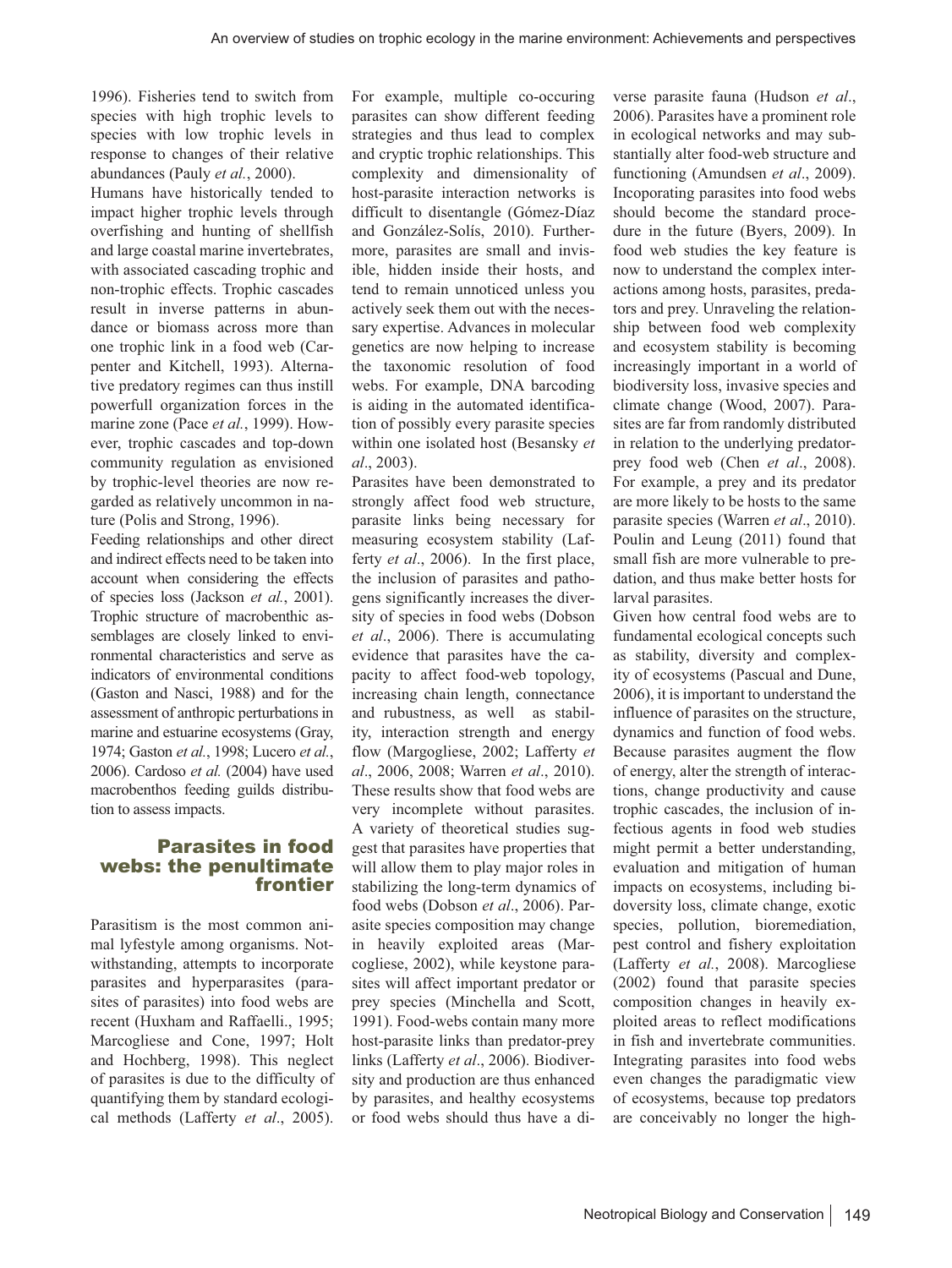1996). Fisheries tend to switch from species with high trophic levels to species with low trophic levels in response to changes of their relative abundances (Pauly *et al.*, 2000).

Humans have historically tended to impact higher trophic levels through overfishing and hunting of shellfish and large coastal marine invertebrates, with associated cascading trophic and non-trophic effects. Trophic cascades result in inverse patterns in abundance or biomass across more than one trophic link in a food web (Carpenter and Kitchell, 1993). Alternative predatory regimes can thus instill powerfull organization forces in the marine zone (Pace *et al.*, 1999). However, trophic cascades and top-down community regulation as envisioned by trophic-level theories are now regarded as relatively uncommon in nature (Polis and Strong, 1996).

Feeding relationships and other direct and indirect effects need to be taken into account when considering the effects of species loss (Jackson *et al.*, 2001). Trophic structure of macrobenthic assemblages are closely linked to environmental characteristics and serve as indicators of environmental conditions (Gaston and Nasci, 1988) and for the assessment of anthropic perturbations in marine and estuarine ecosystems (Gray, 1974; Gaston *et al.*, 1998; Lucero *et al.*, 2006). Cardoso *et al.* (2004) have used macrobenthos feeding guilds distribution to assess impacts.

## Parasites in food webs: the penultimate frontier

Parasitism is the most common animal lyfestyle among organisms. Notwithstanding, attempts to incorporate parasites and hyperparasites (parasites of parasites) into food webs are recent (Huxham and Raffaelli., 1995; Marcogliese and Cone, 1997; Holt and Hochberg, 1998). This neglect of parasites is due to the difficulty of quantifying them by standard ecological methods (Lafferty *et al*., 2005). For example, multiple co-occuring parasites can show different feeding strategies and thus lead to complex and cryptic trophic relationships. This complexity and dimensionality of host-parasite interaction networks is difficult to disentangle (Gómez-Díaz and González-Solís, 2010). Furthermore, parasites are small and invisible, hidden inside their hosts, and tend to remain unnoticed unless you actively seek them out with the necessary expertise. Advances in molecular genetics are now helping to increase the taxonomic resolution of food webs. For example, DNA barcoding is aiding in the automated identification of possibly every parasite species within one isolated host (Besansky *et al*., 2003).

Parasites have been demonstrated to strongly affect food web structure, parasite links being necessary for measuring ecosystem stability (Lafferty *et al*., 2006). In the first place, the inclusion of parasites and pathogens significantly increases the diversity of species in food webs (Dobson *et al*., 2006). There is accumulating evidence that parasites have the capacity to affect food-web topology, increasing chain length, connectance and rubustness, as well as stability, interaction strength and energy flow (Margogliese, 2002; Lafferty *et al*., 2006, 2008; Warren *et al*., 2010). These results show that food webs are very incomplete without parasites. A variety of theoretical studies suggest that parasites have properties that will allow them to play major roles in stabilizing the long-term dynamics of food webs (Dobson *et al*., 2006). Parasite species composition may change in heavily exploited areas (Marcogliese, 2002), while keystone parasites will affect important predator or prey species (Minchella and Scott, 1991). Food-webs contain many more host-parasite links than predator-prey links (Lafferty *et al*., 2006). Biodiversity and production are thus enhanced by parasites, and healthy ecosystems or food webs should thus have a diverse parasite fauna (Hudson *et al*., 2006). Parasites have a prominent role in ecological networks and may substantially alter food-web structure and functioning (Amundsen *et al*., 2009). Incoporating parasites into food webs should become the standard procedure in the future (Byers, 2009). In food web studies the key feature is now to understand the complex interactions among hosts, parasites, predators and prey. Unraveling the relationship between food web complexity and ecosystem stability is becoming increasingly important in a world of biodiversity loss, invasive species and climate change (Wood, 2007). Parasites are far from randomly distributed in relation to the underlying predator-prey food web (Chen *et al*., 2008). For example, a prey and its predator are more likely to be hosts to the same parasite species (Warren *et al*., 2010). Poulin and Leung (2011) found that small fish are more vulnerable to predation, and thus make better hosts for larval parasites.

Given how central food webs are to fundamental ecological concepts such as stability, diversity and complexity of ecosystems (Pascual and Dune, 2006), it is important to understand the influence of parasites on the structure, dynamics and function of food webs. Because parasites augment the flow of energy, alter the strength of interactions, change productivity and cause trophic cascades, the inclusion of infectious agents in food web studies might permit a better understanding, evaluation and mitigation of human impacts on ecosystems, including bidoversity loss, climate change, exotic species, pollution, bioremediation, pest control and fishery exploitation (Lafferty *et al.*, 2008). Marcogliese (2002) found that parasite species composition changes in heavily exploited areas to reflect modifications in fish and invertebrate communities. Integrating parasites into food webs even changes the paradigmatic view of ecosystems, because top predators are conceivably no longer the high-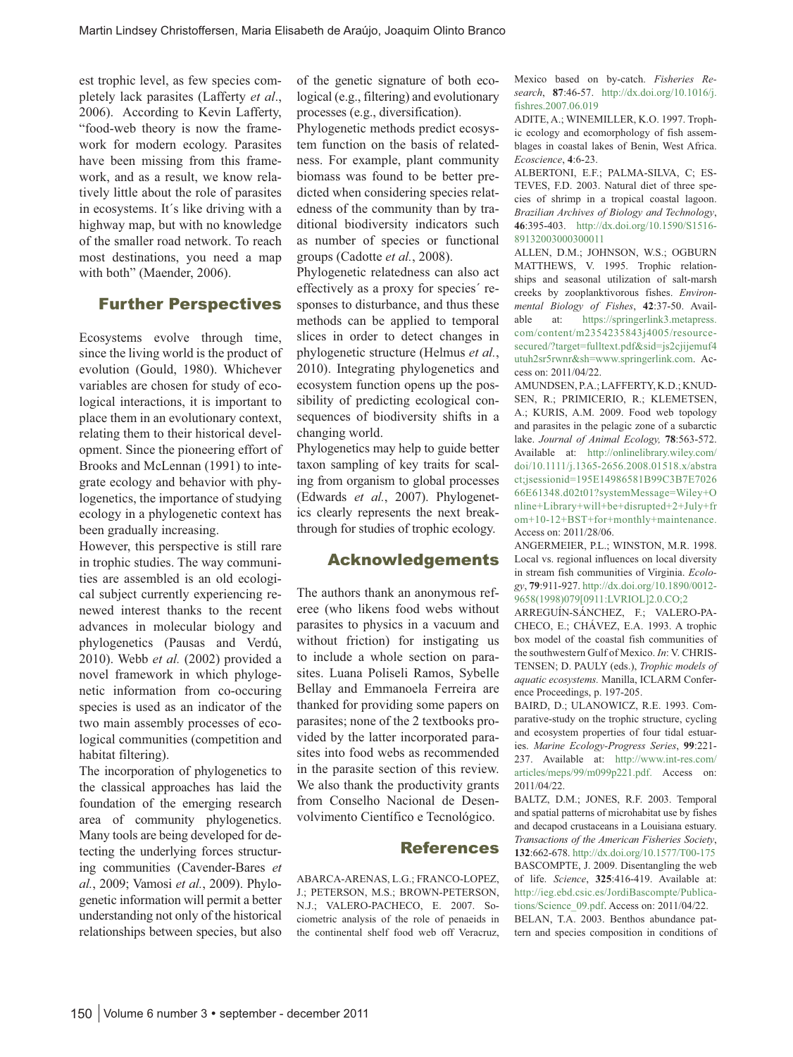est trophic level, as few species completely lack parasites (Lafferty *et al*., 2006). According to Kevin Lafferty, "food-web theory is now the framework for modern ecology. Parasites have been missing from this framework, and as a result, we know relatively little about the role of parasites in ecosystems. It´s like driving with a highway map, but with no knowledge of the smaller road network. To reach most destinations, you need a map with both" (Maender, 2006).

## Further Perspectives

Ecosystems evolve through time, since the living world is the product of evolution (Gould, 1980). Whichever variables are chosen for study of ecological interactions, it is important to place them in an evolutionary context, relating them to their historical development. Since the pioneering effort of Brooks and McLennan (1991) to integrate ecology and behavior with phylogenetics, the importance of studying ecology in a phylogenetic context has been gradually increasing.

However, this perspective is still rare in trophic studies. The way communities are assembled is an old ecological subject currently experiencing renewed interest thanks to the recent advances in molecular biology and phylogenetics (Pausas and Verdú, 2010). Webb *et al.* (2002) provided a novel framework in which phylogenetic information from co-occuring species is used as an indicator of the two main assembly processes of ecological communities (competition and habitat filtering).

The incorporation of phylogenetics to the classical approaches has laid the foundation of the emerging research area of community phylogenetics. Many tools are being developed for detecting the underlying forces structuring communities (Cavender-Bares *et al.*, 2009; Vamosi *et al.*, 2009). Phylogenetic information will permit a better understanding not only of the historical relationships between species, but also of the genetic signature of both ecological (e.g., filtering) and evolutionary processes (e.g., diversification).

Phylogenetic methods predict ecosystem function on the basis of relatedness. For example, plant community biomass was found to be better predicted when considering species relatedness of the community than by traditional biodiversity indicators such as number of species or functional groups (Cadotte *et al.*, 2008).

Phylogenetic relatedness can also act effectively as a proxy for species´ responses to disturbance, and thus these methods can be applied to temporal slices in order to detect changes in phylogenetic structure (Helmus *et al.*, 2010). Integrating phylogenetics and ecosystem function opens up the possibility of predicting ecological consequences of biodiversity shifts in a changing world.

Phylogenetics may help to guide better taxon sampling of key traits for scaling from organism to global processes (Edwards *et al.*, 2007). Phylogenetics clearly represents the next breakthrough for studies of trophic ecology.

## Acknowledgements

The authors thank an anonymous referee (who likens food webs without parasites to physics in a vacuum and without friction) for instigating us to include a whole section on parasites. Luana Poliseli Ramos, Sybelle Bellay and Emmanoela Ferreira are thanked for providing some papers on parasites; none of the 2 textbooks provided by the latter incorporated parasites into food webs as recommended in the parasite section of this review. We also thank the productivity grants from Conselho Nacional de Desenvolvimento Científico e Tecnológico.

## References

ABARCA-ARENAS, L.G.; FRANCO-LOPEZ, J.; PETERSON, M.S.; BROWN-PETERSON, N.J.; VALERO-PACHECO, E. 2007. Sociometric analysis of the role of penaeids in the continental shelf food web off Veracruz, Mexico based on by-catch. *Fisheries Research*, **87**:46-57. http://dx.doi.org/10.1016/j.fishres.2007.06.019

ADITE, A.; WINEMILLER, K.O. 1997. Trophic ecology and ecomorphology of fish assemblages in coastal lakes of Benin, West Africa. *Ecoscience*, **4**:6-23.

ALBERTONI, E.F.; PALMA-SILVA, C; ESTEVES, F.D. 2003. Natural diet of three species of shrimp in a tropical coastal lagoon. *Brazilian Archives of Biology and Technology*, **46**:395-403. http://dx.doi.org/10.1590/S1516-89132003000300011

ALLEN, D.M.; JOHNSON, W.S.; OGBURN MATTHEWS, V. 1995. Trophic relationships and seasonal utilization of salt-marsh creeks by zooplanktivorous fishes. *Environmental Biology of Fishes*, **42**:37-50. Available at: https://springerlink3.metapress.com/content/m2354235843j4005/resource-secured/?target=fulltext.pdf&sid=js2cjijemuf4utuh2sr5rwnr&sh=www.springerlink.com. Access on: 2011/04/22.

AMUNDSEN, P.A.; LAFFERTY, K.D.; KNUDSEN, R.; PRIMICERIO, R.; KLEMETSEN, A.; KURIS, A.M. 2009. Food web topology and parasites in the pelagic zone of a subarctic lake. *Journal of Animal Ecology,* **78**:563-572. Available at: http://onlinelibrary.wiley.com/doi/10.1111/j.1365-2656.2008.01518.x/abstract;jsessionid=195E14986581B99C3B7E702666E61348.d02t01?systemMessage=Wiley+Online+Library+will+be+disrupted+2+July+from+10-12+BST+for+monthly+maintenance. Access on: 2011/28/06.

ANGERMEIER, P.L.; WINSTON, M.R. 1998. Local vs. regional influences on local diversity in stream fish communities of Virginia. *Ecology*, **79**:911-927. http://dx.doi.org/10.1890/0012-9658(1998)079[0911:LVRIOL]2.0.CO;2

ARREGUÍN-SÁNCHEZ, F.; VALERO-PACHECO, E.; CHÁVEZ, E.A. 1993. A trophic box model of the coastal fish communities of the southwestern Gulf of Mexico. *In*: V. CHRISTENSEN; D. PAULY (eds.), *Trophic models of aquatic ecosystems.* Manilla, ICLARM Conference Proceedings, p. 197-205.

BAIRD, D.; ULANOWICZ, R.E. 1993. Comparative-study on the trophic structure, cycling and ecosystem properties of four tidal estuaries. *Marine Ecology-Progress Series*, **99**:221-237. Available at: http://www.int-res.com/articles/meps/99/m099p221.pdf. Access on: 2011/04/22.

BALTZ, D.M.; JONES, R.F. 2003. Temporal and spatial patterns of microhabitat use by fishes and decapod crustaceans in a Louisiana estuary. *Transactions of the American Fisheries Society*, **132**:662-678. http://dx.doi.org/10.1577/T00-175

BASCOMPTE, J. 2009. Disentangling the web of life. *Science*, **325**:416-419. Available at: http://ieg.ebd.csic.es/JordiBascompte/Publications/Science_09.pdf. Access on: 2011/04/22.

BELAN, T.A. 2003. Benthos abundance pattern and species composition in conditions of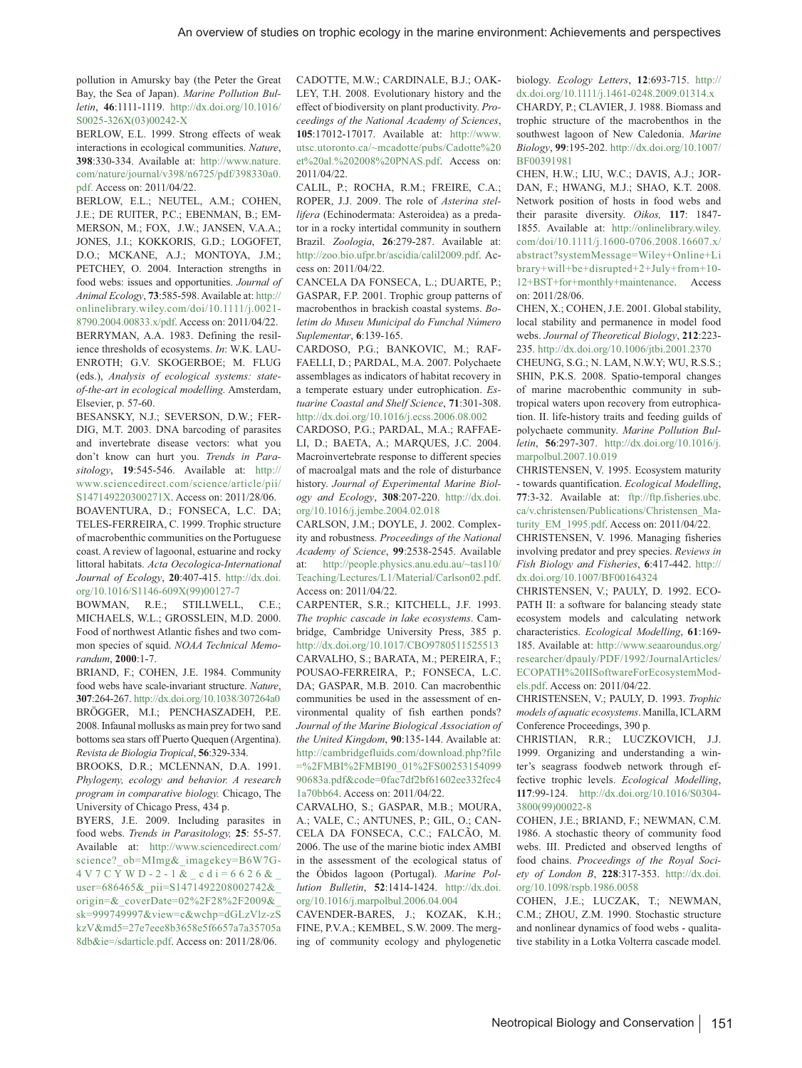pollution in Amursky bay (the Peter the Great Bay, the Sea of Japan). *Marine Pollution Bulletin*, **46**:1111-1119. http://dx.doi.org/10.1016/S0025-326X(03)00242-X

BERLOW, E.L. 1999. Strong effects of weak interactions in ecological communities. *Nature*, **398**:330-334. Available at: http://www.nature.com/nature/journal/v398/n6725/pdf/398330a0.pdf. Access on: 2011/04/22.

BERLOW, E.L.; NEUTEL, A.M.; COHEN, J.E.; DE RUITER, P.C.; EBENMAN, B.; EMMERSON, M.; FOX, J.W.; JANSEN, V.A.A.; JONES, J.I.; KOKKORIS, G.D.; LOGOFET, D.O.; MCKANE, A.J.; MONTOYA, J.M.; PETCHEY, O. 2004. Interaction strengths in food webs: issues and opportunities. *Journal of Animal Ecology*, **73**:585-598. Available at: http://onlinelibrary.wiley.com/doi/10.1111/j.0021-8790.2004.00833.x/pdf. Access on: 2011/04/22.

BERRYMAN, A.A. 1983. Defining the resilience thresholds of ecosystems. *In*: W.K. LAUENROTH; G.V. SKOGERBOE; M. FLUG (eds.), *Analysis of ecological systems: state-of-the-art in ecological modelling.* Amsterdam, Elsevier, p. 57-60.

BESANSKY, N.J.; SEVERSON, D.W.; FERDIG, M.T. 2003. DNA barcoding of parasites and invertebrate disease vectors: what you don't know can hurt you. *Trends in Parasitology*, **19**:545-546. Available at: http://www.sciencedirect.com/science/article/pii/S147149220300271X. Access on: 2011/28/06.

BOAVENTURA, D.; FONSECA, L.C. DA; TELES-FERREIRA, C. 1999. Trophic structure of macrobenthic communities on the Portuguese coast. A review of lagoonal, estuarine and rocky littoral habitats. *Acta Oecologica-International Journal of Ecology*, **20**:407-415. http://dx.doi.org/10.1016/S1146-609X(99)00127-7

BOWMAN, R.E.; STILLWELL, C.E.; MICHAELS, W.L.; GROSSLEIN, M.D. 2000. Food of northwest Atlantic fishes and two common species of squid. *NOAA Technical Memorandum*, **2000**:1-7.

BRIAND, F.; COHEN, J.E. 1984. Community food webs have scale-invariant structure. *Nature*, **307**:264-267. http://dx.doi.org/10.1038/307264a0

BRÖGGER, M.I.; PENCHASZADEH, P.E. 2008. Infaunal mollusks as main prey for two sand bottoms sea stars off Puerto Quequen (Argentina). *Revista de Biologia Tropical*, **56**:329-334.

BROOKS, D.R.; MCLENNAN, D.A. 1991. *Phylogeny, ecology and behavior. A research program in comparative biology.* Chicago, The University of Chicago Press, 434 p.

BYERS, J.E. 2009. Including parasites in food webs. *Trends in Parasitology,* **25**: 55-57. Available at: http://www.sciencedirect.com/science?_ob=MImg&_imagekey=B6W7G-4V7CYWD-2-1&_cdi=6626&_user=686465&_pii=S1471492208002742&_origin=&_coverDate=02%2F28%2F2009&_sk=999749997&view=c&wchp=dGLzVlz-zSkzV&md5=27e7eee8b3658e5f6657a7a35705a8db&ie=/sdarticle.pdf. Access on: 2011/28/06.

CADOTTE, M.W.; CARDINALE, B.J.; OAKLEY, T.H. 2008. Evolutionary history and the effect of biodiversity on plant productivity. *Proceedings of the National Academy of Sciences*, **105**:17012-17017. Available at: http://www.utsc.utoronto.ca/~mcadotte/pubs/Cadotte%20et%20al.%202008%20PNAS.pdf. Access on: 2011/04/22.

CALIL, P.; ROCHA, R.M.; FREIRE, C.A.; ROPER, J.J. 2009. The role of *Asterina stellifera* (Echinodermata: Asteroidea) as a predator in a rocky intertidal community in southern Brazil. *Zoologia*, **26**:279-287. Available at: http://zoo.bio.ufpr.br/ascidia/calil2009.pdf. Access on: 2011/04/22.

CANCELA DA FONSECA, L.; DUARTE, P.; GASPAR, F.P. 2001. Trophic group patterns of macrobenthos in brackish coastal systems. *Boletim do Museu Municipal do Funchal Número Suplementar*, **6**:139-165.

CARDOSO, P.G.; BANKOVIC, M.; RAFFAELLI, D.; PARDAL, M.A. 2007. Polychaete assemblages as indicators of habitat recovery in a temperate estuary under eutrophication. *Estuarine Coastal and Shelf Science*, **71**:301-308. http://dx.doi.org/10.1016/j.ecss.2006.08.002

CARDOSO, P.G.; PARDAL, M.A.; RAFFAELLI, D.; BAETA, A.; MARQUES, J.C. 2004. Macroinvertebrate response to different species of macroalgal mats and the role of disturbance history. *Journal of Experimental Marine Biology and Ecology*, **308**:207-220. http://dx.doi.org/10.1016/j.jembe.2004.02.018

CARLSON, J.M.; DOYLE, J. 2002. Complexity and robustness. *Proceedings of the National Academy of Science*, **99**:2538-2545. Available at: http://people.physics.anu.edu.au/~tas110/Teaching/Lectures/L1/Material/Carlson02.pdf. Access on: 2011/04/22.

CARPENTER, S.R.; KITCHELL, J.F. 1993. *The trophic cascade in lake ecosystems*. Cambridge, Cambridge University Press, 385 p. http://dx.doi.org/10.1017/CBO9780511525513

CARVALHO, S.; BARATA, M.; PEREIRA, F.; POUSAO-FERREIRA, P.; FONSECA, L.C. DA; GASPAR, M.B. 2010. Can macrobenthic communities be used in the assessment of environmental quality of fish earthen ponds? *Journal of the Marine Biological Association of the United Kingdom*, **90**:135-144. Available at: http://cambridgefluids.com/download.php?file=%2FMBI%2FMBI90_01%2FS0025315409990683a.pdf&code=0fac7df2bf61602ee332fec41a70bb64. Access on: 2011/04/22.

CARVALHO, S.; GASPAR, M.B.; MOURA, A.; VALE, C.; ANTUNES, P.; GIL, O.; CANCELA DA FONSECA, C.C.; FALCÃO, M. 2006. The use of the marine biotic index AMBI in the assessment of the ecological status of the Óbidos lagoon (Portugal). *Marine Pollution Bulletin*, **52**:1414-1424. http://dx.doi.org/10.1016/j.marpolbul.2006.04.004

CAVENDER-BARES, J.; KOZAK, K.H.; FINE, P.V.A.; KEMBEL, S.W. 2009. The merging of community ecology and phylogenetic biology. *Ecology Letters*, **12**:693-715. http://dx.doi.org/10.1111/j.1461-0248.2009.01314.x

CHARDY, P.; CLAVIER, J. 1988. Biomass and trophic structure of the macrobenthos in the southwest lagoon of New Caledonia. *Marine Biology*, **99**:195-202. http://dx.doi.org/10.1007/BF00391981

CHEN, H.W.; LIU, W.C.; DAVIS, A.J.; JORDAN, F.; HWANG, M.J.; SHAO, K.T. 2008. Network position of hosts in food webs and their parasite diversity. *Oikos,* **117**: 1847-1855. Available at: http://onlinelibrary.wiley.com/doi/10.1111/j.1600-0706.2008.16607.x/abstract?systemMessage=Wiley+Online+Library+will+be+disrupted+2+July+from+10-12+BST+for+monthly+maintenance. Access on: 2011/28/06.

CHEN, X.; COHEN, J.E. 2001. Global stability, local stability and permanence in model food webs. *Journal of Theoretical Biology*, **212**:223-235. http://dx.doi.org/10.1006/jtbi.2001.2370

CHEUNG, S.G.; N. LAM, N.W.Y; WU, R.S.S.; SHIN, P.K.S. 2008. Spatio-temporal changes of marine macrobenthic community in subtropical waters upon recovery from eutrophication. II. life-history traits and feeding guilds of polychaete community. *Marine Pollution Bulletin*, **56**:297-307. http://dx.doi.org/10.1016/j.marpolbul.2007.10.019

CHRISTENSEN, V. 1995. Ecosystem maturity - towards quantification. *Ecological Modelling*, **77**:3-32. Available at: ftp://ftp.fisheries.ubc.ca/v.christensen/Publications/Christensen_Maturity_EM_1995.pdf. Access on: 2011/04/22.

CHRISTENSEN, V. 1996. Managing fisheries involving predator and prey species. *Reviews in Fish Biology and Fisheries*, **6**:417-442. http://dx.doi.org/10.1007/BF00164324

CHRISTENSEN, V.; PAULY, D. 1992. ECOPATH II: a software for balancing steady state ecosystem models and calculating network characteristics. *Ecological Modelling*, **61**:169-185. Available at: http://www.seaaroundus.org/researcher/dpauly/PDF/1992/JournalArticles/ECOPATH%20IISoftwareForEcosystemModels.pdf. Access on: 2011/04/22.

CHRISTENSEN, V.; PAULY, D. 1993. *Trophic models of aquatic ecosystems*. Manilla, ICLARM Conference Proceedings, 390 p.

CHRISTIAN, R.R.; LUCZKOVICH, J.J. 1999. Organizing and understanding a winter's seagrass foodweb network through effective trophic levels. *Ecological Modelling*, **117**:99-124. http://dx.doi.org/10.1016/S0304-3800(99)00022-8

COHEN, J.E.; BRIAND, F.; NEWMAN, C.M. 1986. A stochastic theory of community food webs. III. Predicted and observed lengths of food chains. *Proceedings of the Royal Society of London B*, **228**:317-353. http://dx.doi.org/10.1098/rspb.1986.0058

COHEN, J.E.; LUCZAK, T.; NEWMAN, C.M.; ZHOU, Z.M. 1990. Stochastic structure and nonlinear dynamics of food webs - qualitative stability in a Lotka Volterra cascade model.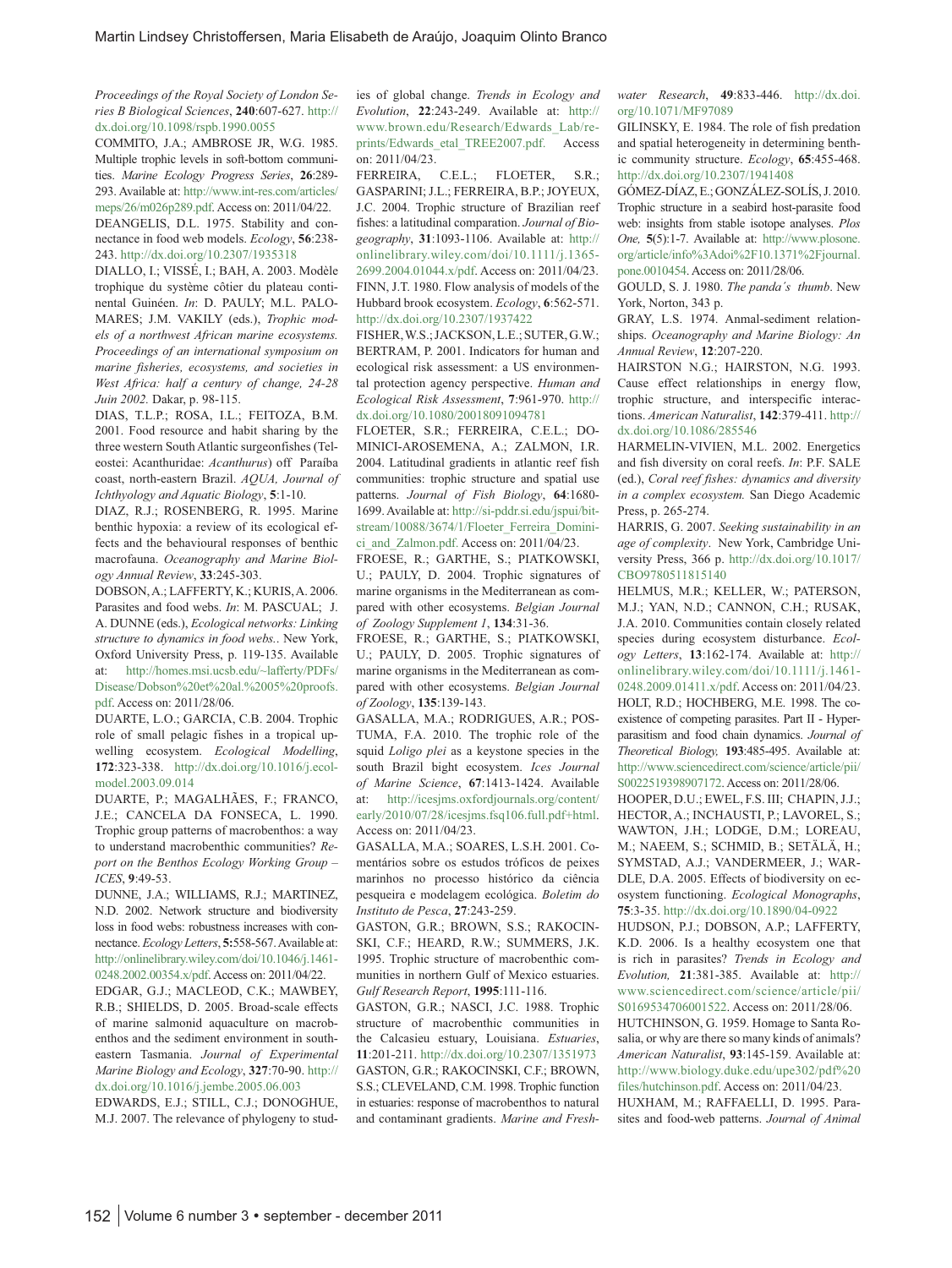*Proceedings of the Royal Society of London Series B Biological Sciences*, **240**:607-627. http://dx.doi.org/10.1098/rspb.1990.0055

COMMITO, J.A.; AMBROSE JR, W.G. 1985. Multiple trophic levels in soft-bottom communities. *Marine Ecology Progress Series*, **26**:289-293. Available at: http://www.int-res.com/articles/meps/26/m026p289.pdf. Access on: 2011/04/22.

DEANGELIS, D.L. 1975. Stability and connectance in food web models. *Ecology*, **56**:238-243. http://dx.doi.org/10.2307/1935318

DIALLO, I.; VISSÉ, I.; BAH, A. 2003. Modèle trophique du système côtier du plateau continental Guinéen. *In*: D. PAULY; M.L. PALOMARES; J.M. VAKILY (eds.), *Trophic models of a northwest African marine ecosystems. Proceedings of an international symposium on marine fisheries, ecosystems, and societies in West Africa: half a century of change, 24-28 Juin 2002.* Dakar, p. 98-115.

DIAS, T.L.P.; ROSA, I.L.; FEITOZA, B.M. 2001. Food resource and habit sharing by the three western South Atlantic surgeonfishes (Teleostei: Acanthuridae: *Acanthurus*) off Paraíba coast, north-eastern Brazil. *AQUA, Journal of Ichthyology and Aquatic Biology*, **5**:1-10.

DIAZ, R.J.; ROSENBERG, R. 1995. Marine benthic hypoxia: a review of its ecological effects and the behavioural responses of benthic macrofauna. *Oceanography and Marine Biology Annual Review*, **33**:245-303.

DOBSON, A.; LAFFERTY, K.; KURIS, A. 2006. Parasites and food webs. *In*: M. PASCUAL; J. A. DUNNE (eds.), *Ecological networks: Linking structure to dynamics in food webs.*. New York, Oxford University Press, p. 119-135. Available at: http://homes.msi.ucsb.edu/~lafferty/PDFs/Disease/Dobson%20et%20al.%2005%20proofs.pdf. Access on: 2011/28/06.

DUARTE, L.O.; GARCIA, C.B. 2004. Trophic role of small pelagic fishes in a tropical upwelling ecosystem. *Ecological Modelling*, **172**:323-338. http://dx.doi.org/10.1016/j.ecolmodel.2003.09.014

DUARTE, P.; MAGALHÃES, F.; FRANCO, J.E.; CANCELA DA FONSECA, L. 1990. Trophic group patterns of macrobenthos: a way to understand macrobenthic communities? *Report on the Benthos Ecology Working Group – ICES*, **9**:49-53.

DUNNE, J.A.; WILLIAMS, R.J.; MARTINEZ, N.D. 2002. Network structure and biodiversity loss in food webs: robustness increases with connectance. *Ecology Letters*, **5:**558-567. Available at: http://onlinelibrary.wiley.com/doi/10.1046/j.1461-0248.2002.00354.x/pdf. Access on: 2011/04/22.

EDGAR, G.J.; MACLEOD, C.K.; MAWBEY, R.B.; SHIELDS, D. 2005. Broad-scale effects of marine salmonid aquaculture on macrobenthos and the sediment environment in southeastern Tasmania. *Journal of Experimental Marine Biology and Ecology*, **327**:70-90. http://dx.doi.org/10.1016/j.jembe.2005.06.003

EDWARDS, E.J.; STILL, C.J.; DONOGHUE, M.J. 2007. The relevance of phylogeny to studies of global change. *Trends in Ecology and Evolution*, **22**:243-249. Available at: http://www.brown.edu/Research/Edwards_Lab/reprints/Edwards_etal_TREE2007.pdf. Access on: 2011/04/23.

FERREIRA, C.E.L.; FLOETER, S.R.; GASPARINI; J.L.; FERREIRA, B.P.; JOYEUX, J.C. 2004. Trophic structure of Brazilian reef fishes: a latitudinal comparation. *Journal of Biogeography*, **31**:1093-1106. Available at: http://onlinelibrary.wiley.com/doi/10.1111/j.1365-2699.2004.01044.x/pdf. Access on: 2011/04/23.

FINN, J.T. 1980. Flow analysis of models of the Hubbard brook ecosystem. *Ecology*, **6**:562-571. http://dx.doi.org/10.2307/1937422

FISHER, W.S.; JACKSON, L.E.; SUTER, G.W.; BERTRAM, P. 2001. Indicators for human and ecological risk assessment: a US environmental protection agency perspective. *Human and Ecological Risk Assessment*, **7**:961-970. http://dx.doi.org/10.1080/20018091094781

FLOETER, S.R.; FERREIRA, C.E.L.; DOMINICI-AROSEMENA, A.; ZALMON, I.R. 2004. Latitudinal gradients in atlantic reef fish communities: trophic structure and spatial use patterns. *Journal of Fish Biology*, **64**:1680-1699. Available at: http://si-pddr.si.edu/jspui/bitstream/10088/3674/1/Floeter_Ferreira_Dominici_and_Zalmon.pdf. Access on: 2011/04/23.

FROESE, R.; GARTHE, S.; PIATKOWSKI, U.; PAULY, D. 2004. Trophic signatures of marine organisms in the Mediterranean as compared with other ecosystems. *Belgian Journal of Zoology Supplement 1*, **134**:31-36.

FROESE, R.; GARTHE, S.; PIATKOWSKI, U.; PAULY, D. 2005. Trophic signatures of marine organisms in the Mediterranean as compared with other ecosystems. *Belgian Journal of Zoology*, **135**:139-143.

GASALLA, M.A.; RODRIGUES, A.R.; POSTUMA, F.A. 2010. The trophic role of the squid *Loligo plei* as a keystone species in the south Brazil bight ecosystem. *Ices Journal of Marine Science*, **67**:1413-1424. Available at: http://icesjms.oxfordjournals.org/content/early/2010/07/28/icesjms.fsq106.full.pdf+html. Access on: 2011/04/23.

GASALLA, M.A.; SOARES, L.S.H. 2001. Comentários sobre os estudos tróficos de peixes marinhos no processo histórico da ciência pesqueira e modelagem ecológica. *Boletim do Instituto de Pesca*, **27**:243-259.

GASTON, G.R.; BROWN, S.S.; RAKOCINSKI, C.F.; HEARD, R.W.; SUMMERS, J.K. 1995. Trophic structure of macrobenthic communities in northern Gulf of Mexico estuaries. *Gulf Research Report*, **1995**:111-116.

GASTON, G.R.; NASCI, J.C. 1988. Trophic structure of macrobenthic communities in the Calcasieu estuary, Louisiana. *Estuaries*, **11**:201-211. http://dx.doi.org/10.2307/1351973

GASTON, G.R.; RAKOCINSKI, C.F.; BROWN, S.S.; CLEVELAND, C.M. 1998. Trophic function in estuaries: response of macrobenthos to natural and contaminant gradients. *Marine and Freshwater Research*, **49**:833-446. http://dx.doi.org/10.1071/MF97089

GILINSKY, E. 1984. The role of fish predation and spatial heterogeneity in determining benthic community structure. *Ecology*, **65**:455-468. http://dx.doi.org/10.2307/1941408

GÓMEZ-DÍAZ, E.; GONZÁLEZ-SOLÍS, J. 2010. Trophic structure in a seabird host-parasite food web: insights from stable isotope analyses. *Plos One,* **5**(5):1-7. Available at: http://www.plosone.org/article/info%3Adoi%2F10.1371%2Fjournal.pone.0010454. Access on: 2011/28/06.

GOULD, S. J. 1980. *The panda´s thumb*. New York, Norton, 343 p.

GRAY, L.S. 1974. Anmal-sediment relationships. *Oceanography and Marine Biology: An Annual Review*, **12**:207-220.

HAIRSTON N.G.; HAIRSTON, N.G. 1993. Cause effect relationships in energy flow, trophic structure, and interspecific interactions. *American Naturalist*, **142**:379-411. http://dx.doi.org/10.1086/285546

HARMELIN-VIVIEN, M.L. 2002. Energetics and fish diversity on coral reefs. *In*: P.F. SALE (ed.), *Coral reef fishes: dynamics and diversity in a complex ecosystem.* San Diego Academic Press, p. 265-274.

HARRIS, G. 2007. *Seeking sustainability in an age of complexity*. New York, Cambridge University Press, 366 p. http://dx.doi.org/10.1017/CBO9780511815140

HELMUS, M.R.; KELLER, W.; PATERSON, M.J.; YAN, N.D.; CANNON, C.H.; RUSAK, J.A. 2010. Communities contain closely related species during ecosystem disturbance. *Ecology Letters*, **13**:162-174. Available at: http://onlinelibrary.wiley.com/doi/10.1111/j.1461-0248.2009.01411.x/pdf. Access on: 2011/04/23.

HOLT, R.D.; HOCHBERG, M.E. 1998. The coexistence of competing parasites. Part II - Hyperparasitism and food chain dynamics. *Journal of Theoretical Biology,* **193**:485-495. Available at: http://www.sciencedirect.com/science/article/pii/S0022519398907172. Access on: 2011/28/06.

HOOPER, D.U.; EWEL, F.S. III; CHAPIN, J.J.; HECTOR, A.; INCHAUSTI, P.; LAVOREL, S.; WAWTON, J.H.; LODGE, D.M.; LOREAU, M.; NAEEM, S.; SCHMID, B.; SETÄLÄ, H.; SYMSTAD, A.J.; VANDERMEER, J.; WARDLE, D.A. 2005. Effects of biodiversity on ecosystem functioning. *Ecological Monographs*, **75**:3-35. http://dx.doi.org/10.1890/04-0922

HUDSON, P.J.; DOBSON, A.P.; LAFFERTY, K.D. 2006. Is a healthy ecosystem one that is rich in parasites? *Trends in Ecology and Evolution,* **21**:381-385. Available at: http://www.sciencedirect.com/science/article/pii/S0169534706001522. Access on: 2011/28/06.

HUTCHINSON, G. 1959. Homage to Santa Rosalia, or why are there so many kinds of animals? *American Naturalist*, **93**:145-159. Available at: http://www.biology.duke.edu/upe302/pdf%20files/hutchinson.pdf. Access on: 2011/04/23.

HUXHAM, M.; RAFFAELLI, D. 1995. Parasites and food-web patterns. *Journal of Animal*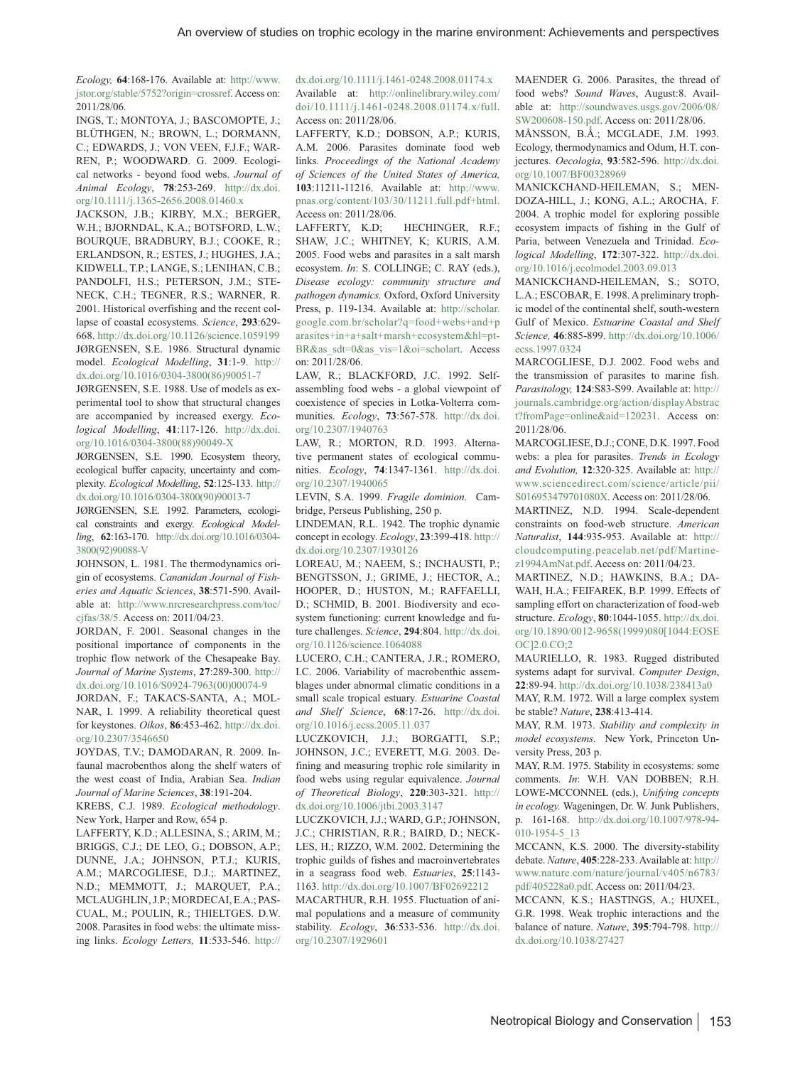*Ecology,* **64**:168-176. Available at: http://www.jstor.org/stable/5752?origin=crossref. Access on: 2011/28/06.

INGS, T.; MONTOYA, J.; BASCOMPTE, J.; BLÜTHGEN, N.; BROWN, L.; DORMANN, C.; EDWARDS, J.; VON VEEN, F.J.F.; WARREN, P.; WOODWARD. G. 2009. Ecological networks - beyond food webs. *Journal of Animal Ecology*, **78**:253-269. http://dx.doi.org/10.1111/j.1365-2656.2008.01460.x

JACKSON, J.B.; KIRBY, M.X.; BERGER, W.H.; BJORNDAL, K.A.; BOTSFORD, L.W.; BOURQUE, BRADBURY, B.J.; COOKE, R.; ERLANDSON, R.; ESTES, J.; HUGHES, J.A.; KIDWELL, T.P.; LANGE, S.; LENIHAN, C.B.; PANDOLFI, H.S.; PETERSON, J.M.; STENECK, C.H.; TEGNER, R.S.; WARNER, R. 2001. Historical overfishing and the recent collapse of coastal ecosystems. *Science*, **293**:629-668. http://dx.doi.org/10.1126/science.1059199

JØRGENSEN, S.E. 1986. Structural dynamic model. *Ecological Modelling*, **31**:1-9. http://dx.doi.org/10.1016/0304-3800(86)90051-7

JØRGENSEN, S.E. 1988. Use of models as experimental tool to show that structural changes are accompanied by increased exergy. *Ecological Modelling*, **41**:117-126. http://dx.doi.org/10.1016/0304-3800(88)90049-X

JØRGENSEN, S.E. 1990. Ecosystem theory, ecological buffer capacity, uncertainty and complexity. *Ecological Modelling*, **52**:125-133. http://dx.doi.org/10.1016/0304-3800(90)90013-7

JØRGENSEN, S.E. 1992. Parameters, ecological constraints and exergy. *Ecological Modelling*, **62**:163-170. http://dx.doi.org/10.1016/0304-3800(92)90088-V

JOHNSON, L. 1981. The thermodynamics origin of ecosystems. *Cananidan Journal of Fisheries and Aquatic Sciences*, **38**:571-590. Available at: http://www.nrcresearchpress.com/toc/cjfas/38/5. Access on: 2011/04/23.

JORDAN, F. 2001. Seasonal changes in the positional importance of components in the trophic flow network of the Chesapeake Bay. *Journal of Marine Systems*, **27**:289-300. http://dx.doi.org/10.1016/S0924-7963(00)00074-9

JORDAN, F.; TAKACS-SANTA, A.; MOLNAR, I. 1999. A reliability theoretical quest for keystones. *Oikos*, **86**:453-462. http://dx.doi.org/10.2307/3546650

JOYDAS, T.V.; DAMODARAN, R. 2009. Infaunal macrobenthos along the shelf waters of the west coast of India, Arabian Sea. *Indian Journal of Marine Sciences*, **38**:191-204.

KREBS, C.J. 1989. *Ecological methodology*. New York, Harper and Row, 654 p.

LAFFERTY, K.D.; ALLESINA, S.; ARIM, M.; BRIGGS, C.J.; DE LEO, G.; DOBSON, A.P.; DUNNE, J.A.; JOHNSON, P.T.J.; KURIS, A.M.; MARCOGLIESE, D.J.;. MARTINEZ, N.D.; MEMMOTT, J.; MARQUET, P.A.; MCLAUGHLIN, J.P.; MORDECAI, E.A.; PASCUAL, M.; POULIN, R.; THIELTGES. D.W. 2008. Parasites in food webs: the ultimate missing links. *Ecology Letters,* **11**:533-546. http://dx.doi.org/10.1111/j.1461-0248.2008.01174.x Available at: http://onlinelibrary.wiley.com/doi/10.1111/j.1461-0248.2008.01174.x/full. Access on: 2011/28/06.

LAFFERTY, K.D.; DOBSON, A.P.; KURIS, A.M. 2006. Parasites dominate food web links. *Proceedings of the National Academy of Sciences of the United States of America,* **103**:11211-11216. Available at: http://www.pnas.org/content/103/30/11211.full.pdf+html. Access on: 2011/28/06.

LAFFERTY, K.D; HECHINGER, R.F.; SHAW, J.C.; WHITNEY, K; KURIS, A.M. 2005. Food webs and parasites in a salt marsh ecosystem. *In*: S. COLLINGE; C. RAY (eds.), *Disease ecology: community structure and pathogen dynamics.* Oxford, Oxford University Press, p. 119-134. Available at: http://scholar.google.com.br/scholar?q=food+webs+and+parasites+in+a+salt+marsh+ecosystem&hl=pt-BR&as_sdt=0&as_vis=1&oi=scholart. Access on: 2011/28/06.

LAW, R.; BLACKFORD, J.C. 1992. Self-assembling food webs - a global viewpoint of coexistence of species in Lotka-Volterra communities. *Ecology*, **73**:567-578. http://dx.doi.org/10.2307/1940763

LAW, R.; MORTON, R.D. 1993. Alternative permanent states of ecological communities. *Ecology*, **74**:1347-1361. http://dx.doi.org/10.2307/1940065

LEVIN, S.A. 1999. *Fragile dominion*. Cambridge, Perseus Publishing, 250 p.

LINDEMAN, R.L. 1942. The trophic dynamic concept in ecology. *Ecology*, **23**:399-418. http://dx.doi.org/10.2307/1930126

LOREAU, M.; NAEEM, S.; INCHAUSTI, P.; BENGTSSON, J.; GRIME, J.; HECTOR, A.; HOOPER, D.; HUSTON, M.; RAFFAELLI, D.; SCHMID, B. 2001. Biodiversity and ecosystem functioning: current knowledge and future challenges. *Science*, **294**:804. http://dx.doi.org/10.1126/science.1064088

LUCERO, C.H.; CANTERA, J.R.; ROMERO, I.C. 2006. Variability of macrobenthic assemblages under abnormal climatic conditions in a small scale tropical estuary. *Estuarine Coastal and Shelf Science*, **68**:17-26. http://dx.doi.org/10.1016/j.ecss.2005.11.037

LUCZKOVICH, J.J.; BORGATTI, S.P.; JOHNSON, J.C.; EVERETT, M.G. 2003. Defining and measuring trophic role similarity in food webs using regular equivalence. *Journal of Theoretical Biology*, **220**:303-321. http://dx.doi.org/10.1006/jtbi.2003.3147

LUCZKOVICH, J.J.; WARD, G.P.; JOHNSON, J.C.; CHRISTIAN, R.R.; BAIRD, D.; NECKLES, H.; RIZZO, W.M. 2002. Determining the trophic guilds of fishes and macroinvertebrates in a seagrass food web. *Estuaries*, **25**:1143-1163. http://dx.doi.org/10.1007/BF02692212

MACARTHUR, R.H. 1955. Fluctuation of animal populations and a measure of community stability. *Ecology*, **36**:533-536. http://dx.doi.org/10.2307/1929601

MAENDER G. 2006. Parasites, the thread of food webs? *Sound Waves*, August:8. Available at: http://soundwaves.usgs.gov/2006/08/SW200608-150.pdf. Access on: 2011/28/06.

MÅNSSON, B.Å.; MCGLADE, J.M. 1993. Ecology, thermodynamics and Odum, H.T. conjectures. *Oecologia*, **93**:582-596. http://dx.doi.org/10.1007/BF00328969

MANICKCHAND-HEILEMAN, S.; MENDOZA-HILL, J.; KONG, A.L.; AROCHA, F. 2004. A trophic model for exploring possible ecosystem impacts of fishing in the Gulf of Paria, between Venezuela and Trinidad. *Ecological Modelling*, **172**:307-322. http://dx.doi.org/10.1016/j.ecolmodel.2003.09.013

MANICKCHAND-HEILEMAN, S.; SOTO, L.A.; ESCOBAR, E. 1998. A preliminary trophic model of the continental shelf, south-western Gulf of Mexico. *Estuarine Coastal and Shelf Science,* **46**:885-899. http://dx.doi.org/10.1006/ecss.1997.0324

MARCOGLIESE, D.J. 2002. Food webs and the transmission of parasites to marine fish. *Parasitology,* **124**:S83-S99. Available at: http://journals.cambridge.org/action/displayAbstract?fromPage=online&aid=120231. Access on: 2011/28/06.

MARCOGLIESE, D.J.; CONE, D.K. 1997. Food webs: a plea for parasites. *Trends in Ecology and Evolution,* **12**:320-325. Available at: http://www.sciencedirect.com/science/article/pii/S016953479701080X. Access on: 2011/28/06.

MARTINEZ, N.D. 1994. Scale-dependent constraints on food-web structure. *American Naturalist*, **144**:935-953. Available at: http://cloudcomputing.peacelab.net/pdf/Martinez1994AmNat.pdf. Access on: 2011/04/23.

MARTINEZ, N.D.; HAWKINS, B.A.; DAWAH, H.A.; FEIFAREK, B.P. 1999. Effects of sampling effort on characterization of food-web structure. *Ecology*, **80**:1044-1055. http://dx.doi.org/10.1890/0012-9658(1999)080[1044:EOSEOC]2.0.CO;2

MAURIELLO, R. 1983. Rugged distributed systems adapt for survival. *Computer Design*, **22**:89-94. http://dx.doi.org/10.1038/238413a0

MAY, R.M. 1972. Will a large complex system be stable? *Nature*, **238**:413-414.

MAY, R.M. 1973. *Stability and complexity in model ecosystems.* New York, Princeton Unversity Press, 203 p.

MAY, R.M. 1975. Stability in ecosystems: some comments. *In*: W.H. VAN DOBBEN; R.H. LOWE-MCCONNEL (eds.), *Unifying concepts in ecology.* Wageningen, Dr. W. Junk Publishers, p. 161-168. http://dx.doi.org/10.1007/978-94-010-1954-5_13

MCCANN, K.S. 2000. The diversity-stability debate. *Nature*, **405**:228-233. Available at: http://www.nature.com/nature/journal/v405/n6783/pdf/405228a0.pdf. Access on: 2011/04/23.

MCCANN, K.S.; HASTINGS, A.; HUXEL, G.R. 1998. Weak trophic interactions and the balance of nature. *Nature*, **395**:794-798. http://dx.doi.org/10.1038/27427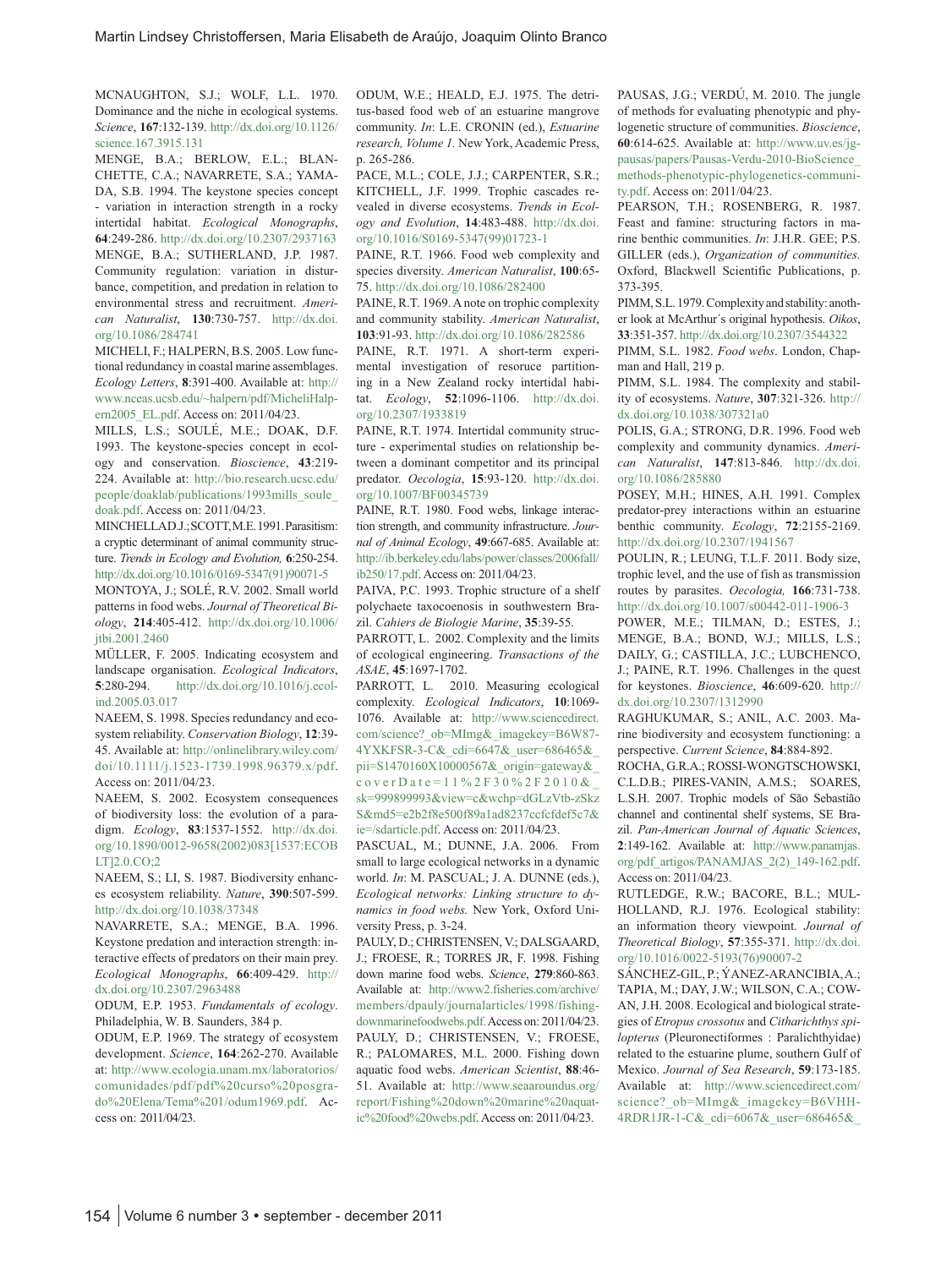MCNAUGHTON, S.J.; WOLF, L.L. 1970. Dominance and the niche in ecological systems. *Science*, **167**:132-139. http://dx.doi.org/10.1126/science.167.3915.131

MENGE, B.A.; BERLOW, E.L.; BLANCHETTE, C.A.; NAVARRETE, S.A.; YAMADA, S.B. 1994. The keystone species concept - variation in interaction strength in a rocky intertidal habitat. *Ecological Monographs*, **64**:249-286. http://dx.doi.org/10.2307/2937163

MENGE, B.A.; SUTHERLAND, J.P. 1987. Community regulation: variation in disturbance, competition, and predation in relation to environmental stress and recruitment. *American Naturalist*, **130**:730-757. http://dx.doi.org/10.1086/284741

MICHELI, F.; HALPERN, B.S. 2005. Low functional redundancy in coastal marine assemblages. *Ecology Letters*, **8**:391-400. Available at: http://www.nceas.ucsb.edu/~halpern/pdf/MicheliHalpern2005_EL.pdf. Access on: 2011/04/23.

MILLS, L.S.; SOULÉ, M.E.; DOAK, D.F. 1993. The keystone-species concept in ecology and conservation. *Bioscience*, **43**:219-224. Available at: http://bio.research.ucsc.edu/people/doaklab/publications/1993mills_soule_doak.pdf. Access on: 2011/04/23.

MINCHELLA D.J.; SCOTT, M.E. 1991. Parasitism: a cryptic determinant of animal community structure. *Trends in Ecology and Evolution,* **6**:250-254. http://dx.doi.org/10.1016/0169-5347(91)90071-5

MONTOYA, J.; SOLÉ, R.V. 2002. Small world patterns in food webs. *Journal of Theoretical Biology*, **214**:405-412. http://dx.doi.org/10.1006/jtbi.2001.2460

MÜLLER, F. 2005. Indicating ecosystem and landscape organisation. *Ecological Indicators*, **5**:280-294. http://dx.doi.org/10.1016/j.ecolind.2005.03.017

NAEEM, S. 1998. Species redundancy and ecosystem reliability. *Conservation Biology*, **12**:39-45. Available at: http://onlinelibrary.wiley.com/doi/10.1111/j.1523-1739.1998.96379.x/pdf. Access on: 2011/04/23.

NAEEM, S. 2002. Ecosystem consequences of biodiversity loss: the evolution of a paradigm. *Ecology*, **83**:1537-1552. http://dx.doi.org/10.1890/0012-9658(2002)083[1537:ECOBLT]2.0.CO;2

NAEEM, S.; LI, S. 1987. Biodiversity enhances ecosystem reliability. *Nature*, **390**:507-599. http://dx.doi.org/10.1038/37348

NAVARRETE, S.A.; MENGE, B.A. 1996. Keystone predation and interaction strength: interactive effects of predators on their main prey. *Ecological Monographs*, **66**:409-429. http://dx.doi.org/10.2307/2963488

ODUM, E.P. 1953. *Fundamentals of ecology*. Philadelphia, W. B. Saunders, 384 p.

ODUM, E.P. 1969. The strategy of ecosystem development. *Science*, **164**:262-270. Available at: http://www.ecologia.unam.mx/laboratorios/comunidades/pdf/pdf%20curso%20posgrado%20Elena/Tema%201/odum1969.pdf. Access on: 2011/04/23.

ODUM, W.E.; HEALD, E.J. 1975. The detritus-based food web of an estuarine mangrove community. *In*: L.E. CRONIN (ed.), *Estuarine research, Volume 1*. New York, Academic Press, p. 265-286.

PACE, M.L.; COLE, J.J.; CARPENTER, S.R.; KITCHELL, J.F. 1999. Trophic cascades revealed in diverse ecosystems. *Trends in Ecology and Evolution*, **14**:483-488. http://dx.doi.org/10.1016/S0169-5347(99)01723-1

PAINE, R.T. 1966. Food web complexity and species diversity. *American Naturalist*, **100**:65-75. http://dx.doi.org/10.1086/282400

PAINE, R.T. 1969. A note on trophic complexity and community stability. *American Naturalist*, **103**:91-93. http://dx.doi.org/10.1086/282586

PAINE, R.T. 1971. A short-term experimental investigation of resource partitioning in a New Zealand rocky intertidal habitat. *Ecology*, **52**:1096-1106. http://dx.doi.org/10.2307/1933819

PAINE, R.T. 1974. Intertidal community structure - experimental studies on relationship between a dominant competitor and its principal predator. *Oecologia*, **15**:93-120. http://dx.doi.org/10.1007/BF00345739

PAINE, R.T. 1980. Food webs, linkage interaction strength, and community infrastructure. *Journal of Animal Ecology*, **49**:667-685. Available at: http://ib.berkeley.edu/labs/power/classes/2006fall/ib250/17.pdf. Access on: 2011/04/23.

PAIVA, P.C. 1993. Trophic structure of a shelf polychaete taxocoenosis in southwestern Brazil. *Cahiers de Biologie Marine*, **35**:39-55.

PARROTT, L. 2002. Complexity and the limits of ecological engineering. *Transactions of the ASAE*, **45**:1697-1702.

PARROTT, L. 2010. Measuring ecological complexity. *Ecological Indicators*, **10**:1069-1076. Available at: http://www.sciencedirect.com/science?_ob=MImg&_imagekey=B6W87-4YXKFSR-3-C&_cdi=6647&_user=686465&_pii=S1470160X10000567&_origin=gateway&_coverDate=11%2F30%2F2010&_sk=999899993&view=c&wchp=dGLzVtb-zSkzS&md5=e2b2f8e500f89a1ad8237ccfcfdef5c7&ie=/sdarticle.pdf. Access on: 2011/04/23.

PASCUAL, M.; DUNNE, J.A. 2006. From small to large ecological networks in a dynamic world. *In*: M. PASCUAL; J. A. DUNNE (eds.), *Ecological networks: Linking structure to dynamics in food webs.* New York, Oxford University Press, p. 3-24.

PAULY, D.; CHRISTENSEN, V.; DALSGAARD, J.; FROESE, R.; TORRES JR, F. 1998. Fishing down marine food webs. *Science*, **279**:860-863. Available at: http://www2.fisheries.com/archive/members/dpauly/journalarticles/1998/fishingdownmarinefoodwebs.pdf. Access on: 2011/04/23.

PAULY, D.; CHRISTENSEN, V.; FROESE, R.; PALOMARES, M.L. 2000. Fishing down aquatic food webs. *American Scientist*, **88**:46-51. Available at: http://www.seaaroundus.org/report/Fishing%20down%20marine%20aquatic%20food%20webs.pdf. Access on: 2011/04/23.

PAUSAS, J.G.; VERDÚ, M. 2010. The jungle of methods for evaluating phenotypic and phylogenetic structure of communities. *Bioscience*, **60**:614-625. Available at: http://www.uv.es/jgpausas/papers/Pausas-Verdu-2010-BioScience_methods-phenotypic-phylogenetics-community.pdf. Access on: 2011/04/23.

PEARSON, T.H.; ROSENBERG, R. 1987. Feast and famine: structuring factors in marine benthic communities. *In*: J.H.R. GEE; P.S. GILLER (eds.), *Organization of communities.* Oxford, Blackwell Scientific Publications, p. 373-395.

PIMM, S.L. 1979. Complexity and stability: another look at McArthur´s original hypothesis. *Oikos*, **33**:351-357. http://dx.doi.org/10.2307/3544322

PIMM, S.L. 1982. *Food webs*. London, Chapman and Hall, 219 p.

PIMM, S.L. 1984. The complexity and stability of ecosystems. *Nature*, **307**:321-326. http://dx.doi.org/10.1038/307321a0

POLIS, G.A.; STRONG, D.R. 1996. Food web complexity and community dynamics. *American Naturalist*, **147**:813-846. http://dx.doi.org/10.1086/285880

POSEY, M.H.; HINES, A.H. 1991. Complex predator-prey interactions within an estuarine benthic community. *Ecology*, **72**:2155-2169. http://dx.doi.org/10.2307/1941567

POULIN, R.; LEUNG, T.L.F. 2011. Body size, trophic level, and the use of fish as transmission routes by parasites. *Oecologia,* **166**:731-738. http://dx.doi.org/10.1007/s00442-011-1906-3

POWER, M.E.; TILMAN, D.; ESTES, J.; MENGE, B.A.; BOND, W.J.; MILLS, L.S.; DAILY, G.; CASTILLA, J.C.; LUBCHENCO, J.; PAINE, R.T. 1996. Challenges in the quest for keystones. *Bioscience*, **46**:609-620. http://dx.doi.org/10.2307/1312990

RAGHUKUMAR, S.; ANIL, A.C. 2003. Marine biodiversity and ecosystem functioning: a perspective. *Current Science*, **84**:884-892.

ROCHA, G.R.A.; ROSSI-WONGTSCHOWSKI, C.L.D.B.; PIRES-VANIN, A.M.S.; SOARES, L.S.H. 2007. Trophic models of São Sebastião channel and continental shelf systems, SE Brazil. *Pan-American Journal of Aquatic Sciences*, **2**:149-162. Available at: http://www.panamjas.org/pdf_artigos/PANAMJAS_2(2)_149-162.pdf. Access on: 2011/04/23.

RUTLEDGE, R.W.; BACORE, B.L.; MULHOLLAND, R.J. 1976. Ecological stability: an information theory viewpoint. *Journal of Theoretical Biology*, **57**:355-371. http://dx.doi.org/10.1016/0022-5193(76)90007-2

SÁNCHEZ-GIL, P.; ÝANEZ-ARANCIBIA, A.; TAPIA, M.; DAY, J.W.; WILSON, C.A.; COWAN, J.H. 2008. Ecological and biological strategies of *Etropus crossotus* and *Citharichthys spilopterus* (Pleuronectiformes : Paralichthyidae) related to the estuarine plume, southern Gulf of Mexico. *Journal of Sea Research*, **59**:173-185. Available at: http://www.sciencedirect.com/science?_ob=MImg&_imagekey=B6VHH-4RDR1JR-1-C&_cdi=6067&_user=686465&_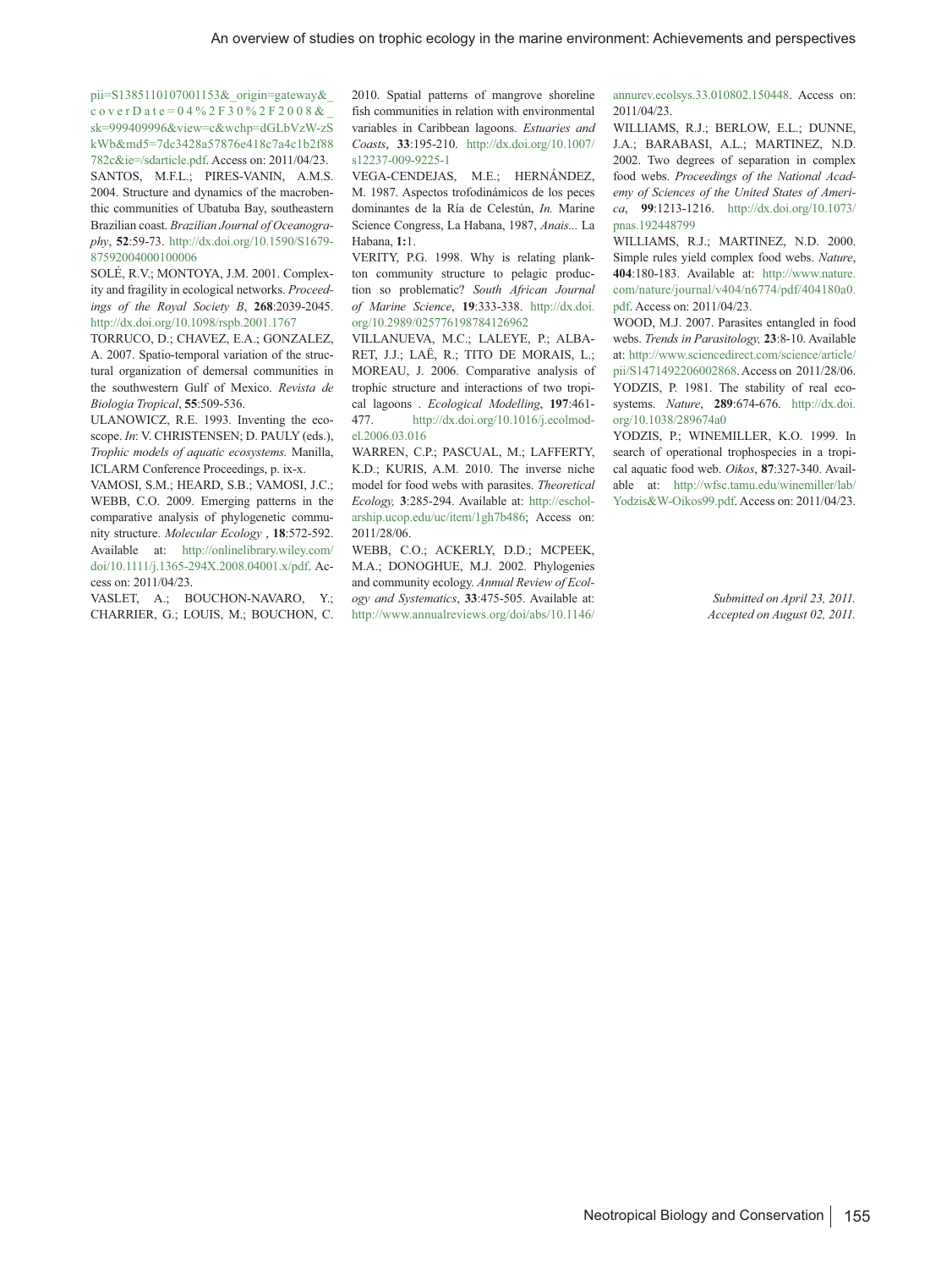pii=S1385110107001153&_origin=gateway&_coverDate=04%2F30%2F2008&_sk=999409996&view=c&wchp=dGLbVzW-zSkWb&md5=7dc3428a57876e418c7a4c1b2f88782c&ie=/sdarticle.pdf. Access on: 2011/04/23.

SANTOS, M.F.L.; PIRES-VANIN, A.M.S. 2004. Structure and dynamics of the macrobenthic communities of Ubatuba Bay, southeastern Brazilian coast. *Brazilian Journal of Oceanography*, **52**:59-73. http://dx.doi.org/10.1590/S1679-87592004000100006

SOLÉ, R.V.; MONTOYA, J.M. 2001. Complexity and fragility in ecological networks. *Proceedings of the Royal Society B*, **268**:2039-2045. http://dx.doi.org/10.1098/rspb.2001.1767

TORRUCO, D.; CHAVEZ, E.A.; GONZALEZ, A. 2007. Spatio-temporal variation of the structural organization of demersal communities in the southwestern Gulf of Mexico. *Revista de Biologia Tropical*, **55**:509-536.

ULANOWICZ, R.E. 1993. Inventing the ecoscope. *In*: V. CHRISTENSEN; D. PAULY (eds.), *Trophic models of aquatic ecosystems.* Manilla, ICLARM Conference Proceedings, p. ix-x.

VAMOSI, S.M.; HEARD, S.B.; VAMOSI, J.C.; WEBB, C.O. 2009. Emerging patterns in the comparative analysis of phylogenetic community structure. *Molecular Ecology* , **18**:572-592. Available at: http://onlinelibrary.wiley.com/doi/10.1111/j.1365-294X.2008.04001.x/pdf. Access on: 2011/04/23.

VASLET, A.; BOUCHON-NAVARO, Y.; CHARRIER, G.; LOUIS, M.; BOUCHON, C. 2010. Spatial patterns of mangrove shoreline fish communities in relation with environmental variables in Caribbean lagoons. *Estuaries and Coasts*, **33**:195-210. http://dx.doi.org/10.1007/s12237-009-9225-1

VEGA-CENDEJAS, M.E.; HERNÁNDEZ, M. 1987. Aspectos trofodinámicos de los peces dominantes de la Ría de Celestún, *In.* Marine Science Congress, La Habana, 1987, *Anais...* La Habana, **1:**1.

VERITY, P.G. 1998. Why is relating plankton community structure to pelagic production so problematic? *South African Journal of Marine Science*, **19**:333-338. http://dx.doi.org/10.2989/025776198784126962

VILLANUEVA, M.C.; LALEYE, P.; ALBARET, J.J.; LAË, R.; TITO DE MORAIS, L.; MOREAU, J. 2006. Comparative analysis of trophic structure and interactions of two tropical lagoons . *Ecological Modelling*, **197**:461-477. http://dx.doi.org/10.1016/j.ecolmodel.2006.03.016

WARREN, C.P.; PASCUAL, M.; LAFFERTY, K.D.; KURIS, A.M. 2010. The inverse niche model for food webs with parasites. *Theoretical Ecology,* **3**:285-294. Available at: http://escholarship.ucop.edu/uc/item/1gh7b486; Access on: 2011/28/06.

WEBB, C.O.; ACKERLY, D.D.; MCPEEK, M.A.; DONOGHUE, M.J. 2002. Phylogenies and community ecology. *Annual Review of Ecology and Systematics*, **33**:475-505. Available at: http://www.annualreviews.org/doi/abs/10.1146/annurev.ecolsys.33.010802.150448. Access on: 2011/04/23.

WILLIAMS, R.J.; BERLOW, E.L.; DUNNE, J.A.; BARABASI, A.L.; MARTINEZ, N.D. 2002. Two degrees of separation in complex food webs. *Proceedings of the National Academy of Sciences of the United States of America*, **99**:1213-1216. http://dx.doi.org/10.1073/pnas.192448799

WILLIAMS, R.J.; MARTINEZ, N.D. 2000. Simple rules yield complex food webs. *Nature*, **404**:180-183. Available at: http://www.nature.com/nature/journal/v404/n6774/pdf/404180a0.pdf. Access on: 2011/04/23.

WOOD, M.J. 2007. Parasites entangled in food webs. *Trends in Parasitology,* **23**:8-10. Available at: http://www.sciencedirect.com/science/article/pii/S1471492206002868. Access on 2011/28/06.

YODZIS, P. 1981. The stability of real ecosystems. *Nature*, **289**:674-676. http://dx.doi.org/10.1038/289674a0

YODZIS, P.; WINEMILLER, K.O. 1999. In search of operational trophospecies in a tropical aquatic food web. *Oikos*, **87**:327-340. Available at: http://wfsc.tamu.edu/winemiller/lab/Yodzis&W-Oikos99.pdf. Access on: 2011/04/23.

*Submitted on April 23, 2011.*
*Accepted on August 02, 2011.*